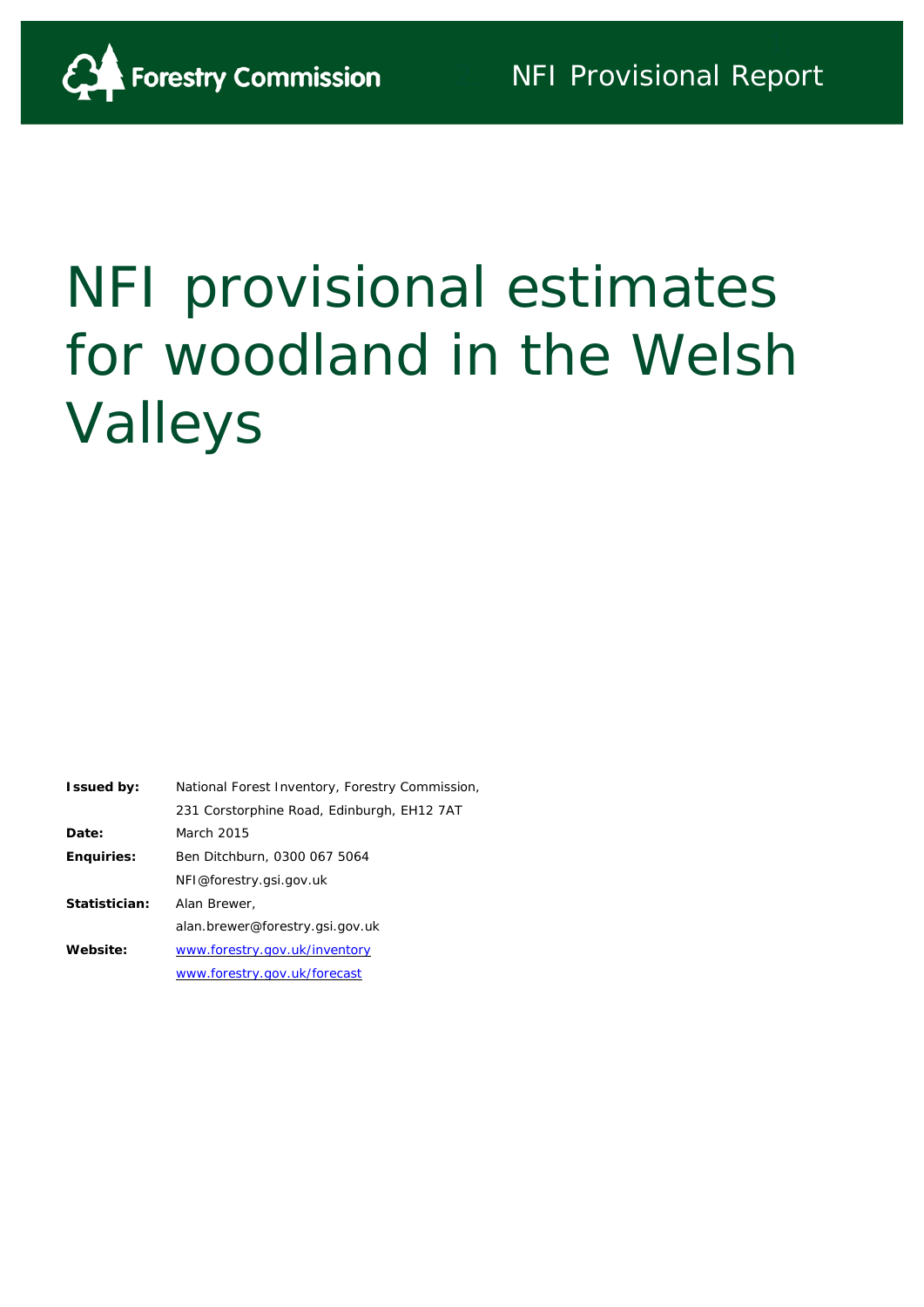Forestry Commission

NFI Provisional Report

# NFI provisional estimates for woodland in the Welsh Valleys

| | |
|---|---|
| **Issued by:** | National Forest Inventory, Forestry Commission, |
| | 231 Corstorphine Road, Edinburgh, EH12 7AT |
| **Date:** | March 2015 |
| **Enquiries:** | Ben Ditchburn, 0300 067 5064 |
| | NFI@forestry.gsi.gov.uk |
| **Statistician:** | Alan Brewer, |
| | alan.brewer@forestry.gsi.gov.uk |
| **Website:** | www.forestry.gov.uk/inventory |
| | www.forestry.gov.uk/forecast |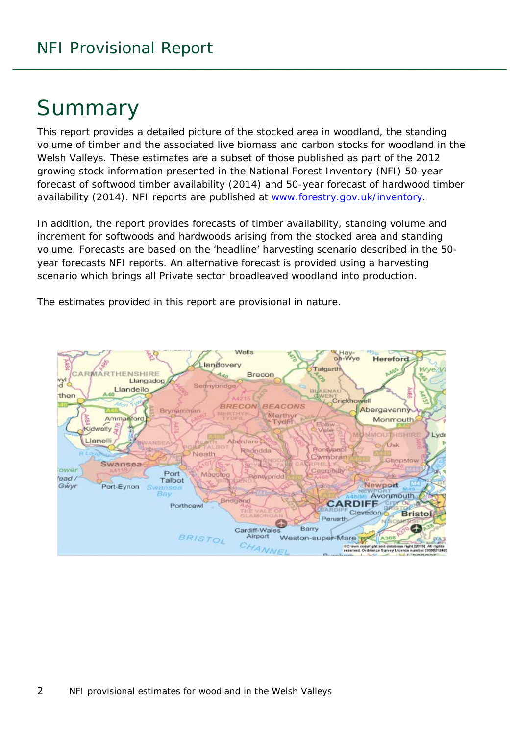# Summary

This report provides a detailed picture of the stocked area in woodland, the standing volume of timber and the associated live biomass and carbon stocks for woodland in the Welsh Valleys. These estimates are a subset of those published as part of the 2012 growing stock information presented in the National Forest Inventory (NFI) 50-year forecast of softwood timber availability (2014) and 50-year forecast of hardwood timber availability (2014). NFI reports are published at www.forestry.gov.uk/inventory.

In addition, the report provides forecasts of timber availability, standing volume and increment for softwoods and hardwoods arising from the stocked area and standing volume. Forecasts are based on the 'headline' harvesting scenario described in the 50-year forecasts NFI reports. An alternative forecast is provided using a harvesting scenario which brings all Private sector broadleaved woodland into production.

The estimates provided in this report are provisional in nature.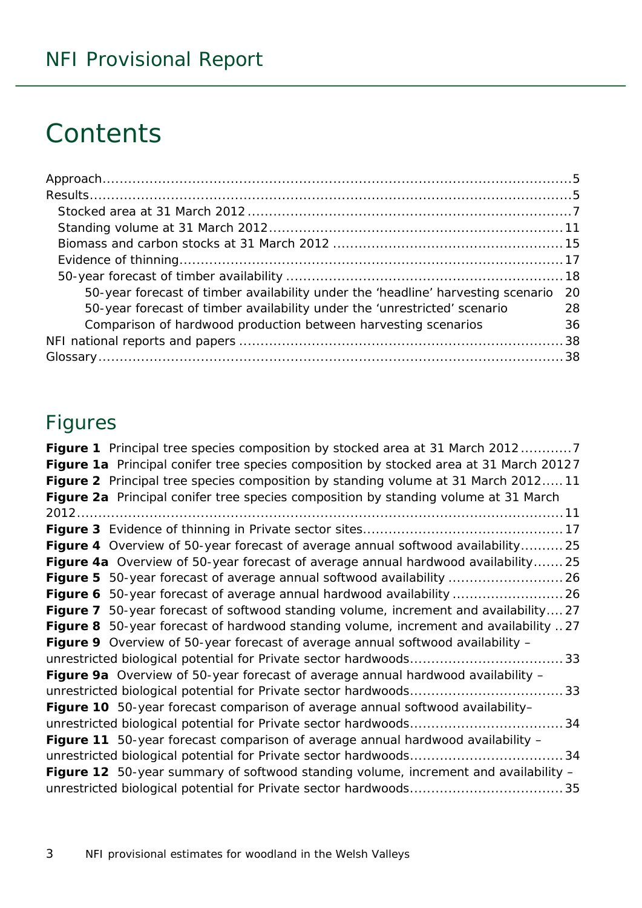# Contents

Approach.....5
Results.....5
- Stocked area at 31 March 2012.....7
- Standing volume at 31 March 2012.....11
- Biomass and carbon stocks at 31 March 2012.....15
- Evidence of thinning.....17
- 50-year forecast of timber availability.....18
  - 50-year forecast of timber availability under the 'headline' harvesting scenario 20
  - 50-year forecast of timber availability under the 'unrestricted' scenario 28
  - Comparison of hardwood production between harvesting scenarios 36

NFI national reports and papers.....38
Glossary.....38

## Figures

**Figure 1** Principal tree species composition by stocked area at 31 March 2012.....7
**Figure 1a** Principal conifer tree species composition by stocked area at 31 March 2012 7
**Figure 2** Principal tree species composition by standing volume at 31 March 2012.....11
**Figure 2a** Principal conifer tree species composition by standing volume at 31 March 2012.....11
**Figure 3** Evidence of thinning in Private sector sites.....17
**Figure 4** Overview of 50-year forecast of average annual softwood availability.....25
**Figure 4a** Overview of 50-year forecast of average annual hardwood availability.....25
**Figure 5** 50-year forecast of average annual softwood availability.....26
**Figure 6** 50-year forecast of average annual hardwood availability.....26
**Figure 7** 50-year forecast of softwood standing volume, increment and availability.....27
**Figure 8** 50-year forecast of hardwood standing volume, increment and availability.....27
**Figure 9** Overview of 50-year forecast of average annual softwood availability – unrestricted biological potential for Private sector hardwoods.....33
**Figure 9a** Overview of 50-year forecast of average annual hardwood availability – unrestricted biological potential for Private sector hardwoods.....33
**Figure 10** 50-year forecast comparison of average annual softwood availability– unrestricted biological potential for Private sector hardwoods.....34
**Figure 11** 50-year forecast comparison of average annual hardwood availability – unrestricted biological potential for Private sector hardwoods.....34
**Figure 12** 50-year summary of softwood standing volume, increment and availability – unrestricted biological potential for Private sector hardwoods.....35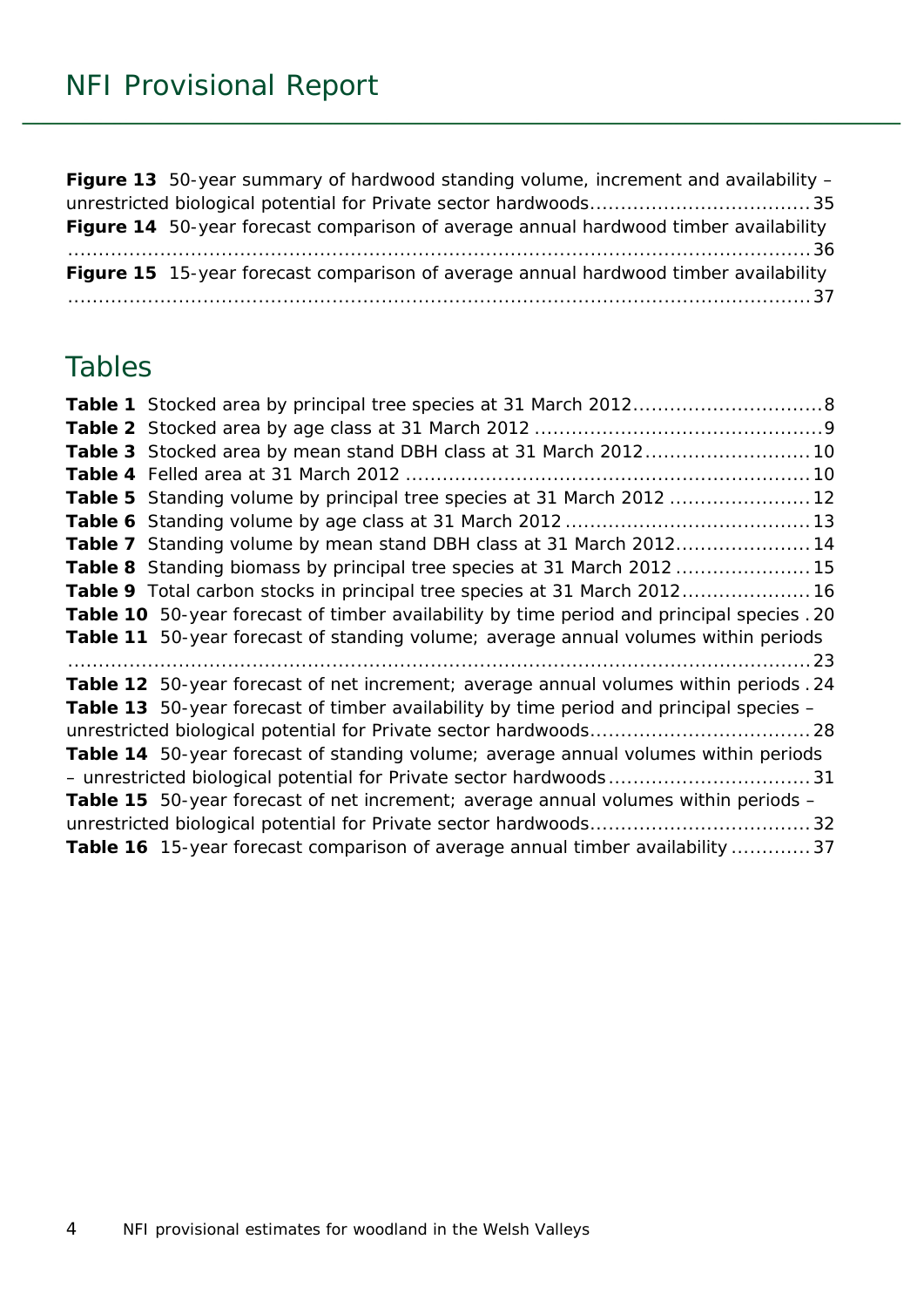**Figure 13** 50-year summary of hardwood standing volume, increment and availability – unrestricted biological potential for Private sector hardwoods.................................... 35

**Figure 14** 50-year forecast comparison of average annual hardwood timber availability ........................................................................................................... 36

**Figure 15** 15-year forecast comparison of average annual hardwood timber availability ........................................................................................................... 37

## Tables

**Table 1** Stocked area by principal tree species at 31 March 2012.............................. 8

**Table 2** Stocked area by age class at 31 March 2012 .............................................. 9

**Table 3** Stocked area by mean stand DBH class at 31 March 2012.......................... 10

**Table 4** Felled area at 31 March 2012 ................................................................ 10

**Table 5** Standing volume by principal tree species at 31 March 2012 ...................... 12

**Table 6** Standing volume by age class at 31 March 2012 ....................................... 13

**Table 7** Standing volume by mean stand DBH class at 31 March 2012..................... 14

**Table 8** Standing biomass by principal tree species at 31 March 2012 ..................... 15

**Table 9** Total carbon stocks in principal tree species at 31 March 2012.................... 16

**Table 10** 50-year forecast of timber availability by time period and principal species . 20

**Table 11** 50-year forecast of standing volume; average annual volumes within periods ........................................................................................................... 23

**Table 12** 50-year forecast of net increment; average annual volumes within periods . 24

**Table 13** 50-year forecast of timber availability by time period and principal species – unrestricted biological potential for Private sector hardwoods.................................... 28

**Table 14** 50-year forecast of standing volume; average annual volumes within periods – unrestricted biological potential for Private sector hardwoods................................. 31

**Table 15** 50-year forecast of net increment; average annual volumes within periods – unrestricted biological potential for Private sector hardwoods.................................... 32

**Table 16** 15-year forecast comparison of average annual timber availability ............. 37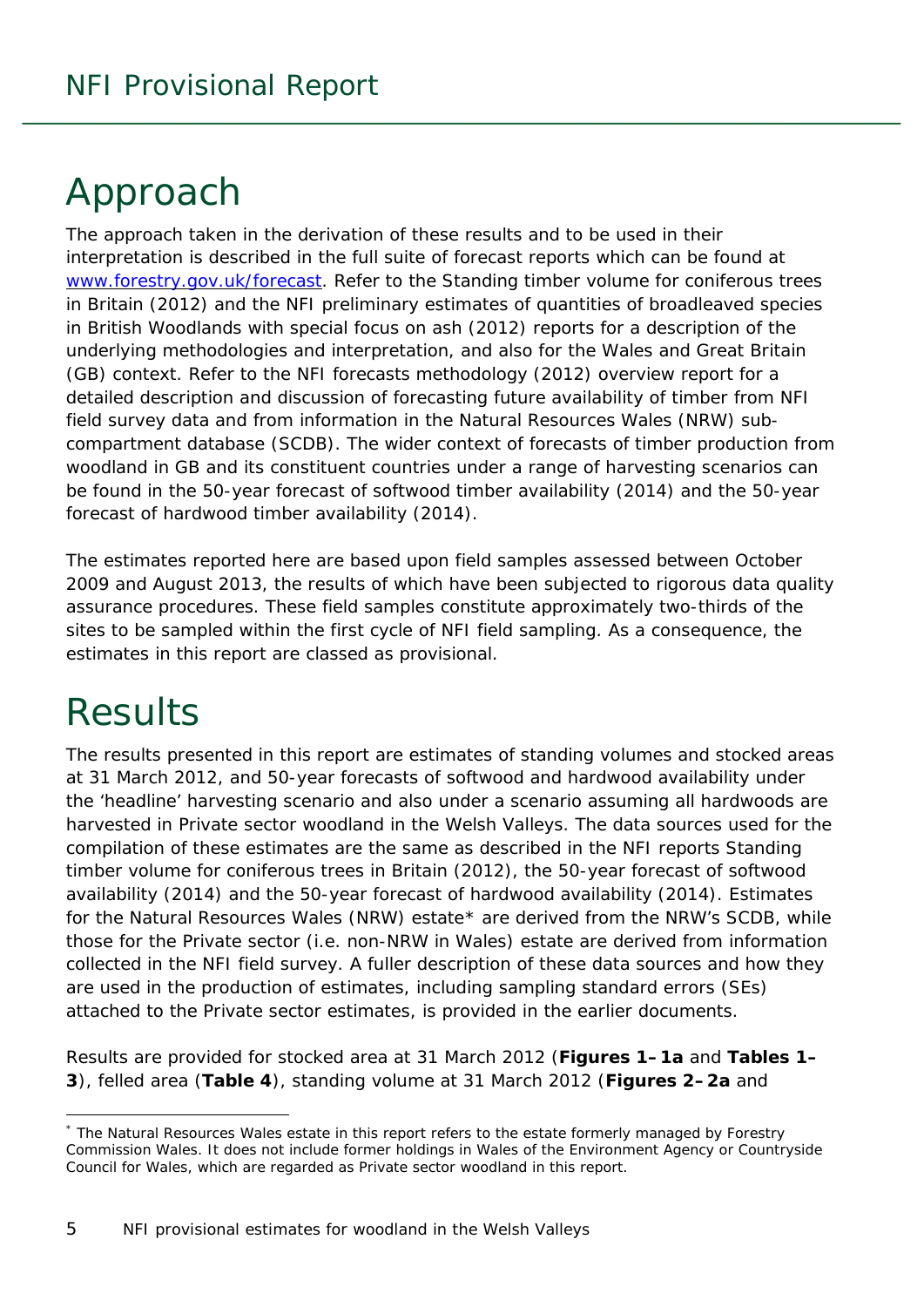# Approach

The approach taken in the derivation of these results and to be used in their interpretation is described in the full suite of forecast reports which can be found at [www.forestry.gov.uk/forecast](http://www.forestry.gov.uk/forecast). Refer to the Standing timber volume for coniferous trees in Britain (2012) and the NFI preliminary estimates of quantities of broadleaved species in British Woodlands with special focus on ash (2012) reports for a description of the underlying methodologies and interpretation, and also for the Wales and Great Britain (GB) context. Refer to the NFI forecasts methodology (2012) overview report for a detailed description and discussion of forecasting future availability of timber from NFI field survey data and from information in the Natural Resources Wales (NRW) sub-compartment database (SCDB). The wider context of forecasts of timber production from woodland in GB and its constituent countries under a range of harvesting scenarios can be found in the 50-year forecast of softwood timber availability (2014) and the 50-year forecast of hardwood timber availability (2014).

The estimates reported here are based upon field samples assessed between October 2009 and August 2013, the results of which have been subjected to rigorous data quality assurance procedures. These field samples constitute approximately two-thirds of the sites to be sampled within the first cycle of NFI field sampling. As a consequence, the estimates in this report are classed as provisional.

# Results

The results presented in this report are estimates of standing volumes and stocked areas at 31 March 2012, and 50-year forecasts of softwood and hardwood availability under the 'headline' harvesting scenario and also under a scenario assuming all hardwoods are harvested in Private sector woodland in the Welsh Valleys. The data sources used for the compilation of these estimates are the same as described in the NFI reports Standing timber volume for coniferous trees in Britain (2012), the 50-year forecast of softwood availability (2014) and the 50-year forecast of hardwood availability (2014). Estimates for the Natural Resources Wales (NRW) estate* are derived from the NRW's SCDB, while those for the Private sector (i.e. non-NRW in Wales) estate are derived from information collected in the NFI field survey. A fuller description of these data sources and how they are used in the production of estimates, including sampling standard errors (SEs) attached to the Private sector estimates, is provided in the earlier documents.

Results are provided for stocked area at 31 March 2012 (**Figures 1–1a** and **Tables 1–3**), felled area (**Table 4**), standing volume at 31 March 2012 (**Figures 2–2a** and

* The Natural Resources Wales estate in this report refers to the estate formerly managed by Forestry Commission Wales. It does not include former holdings in Wales of the Environment Agency or Countryside Council for Wales, which are regarded as Private sector woodland in this report.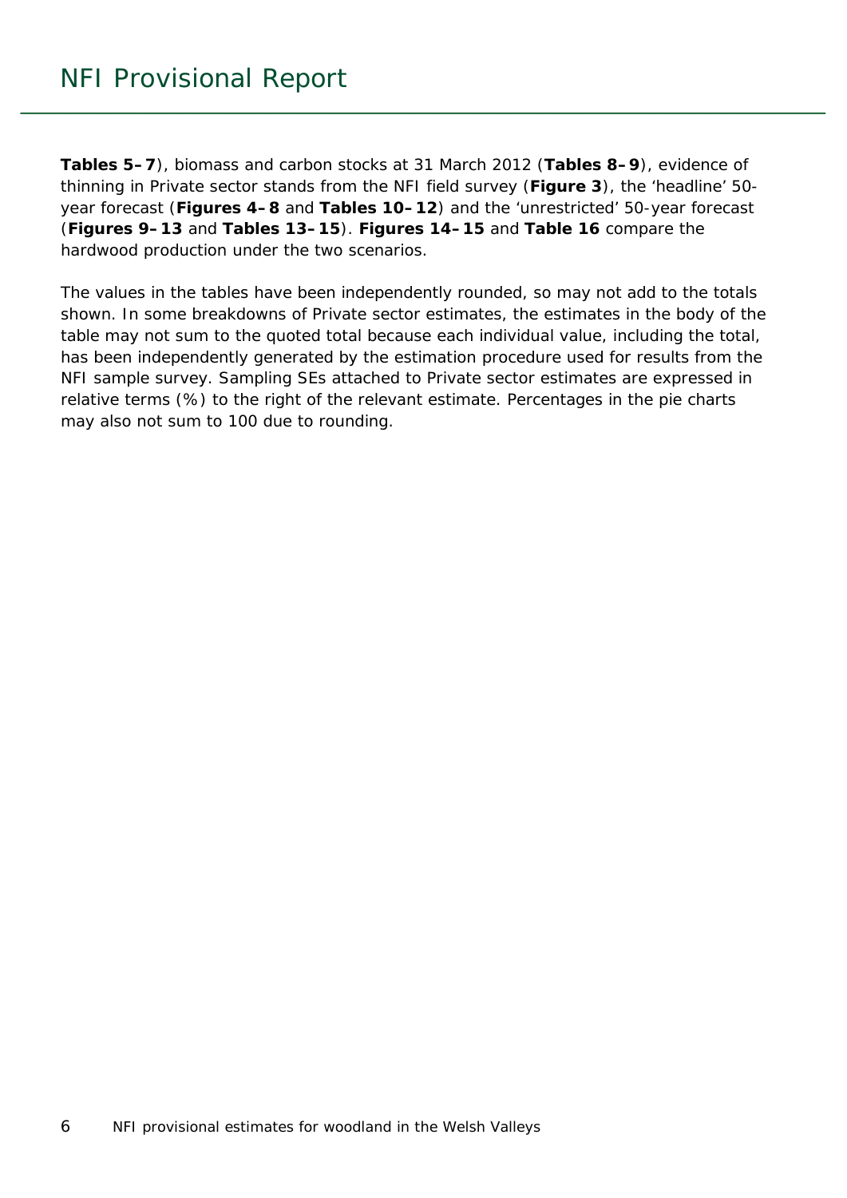**Tables 5–7**), biomass and carbon stocks at 31 March 2012 (**Tables 8–9**), evidence of thinning in Private sector stands from the NFI field survey (**Figure 3**), the 'headline' 50-year forecast (**Figures 4–8** and **Tables 10–12**) and the 'unrestricted' 50-year forecast (**Figures 9–13** and **Tables 13–15**). **Figures 14–15** and **Table 16** compare the hardwood production under the two scenarios.

The values in the tables have been independently rounded, so may not add to the totals shown. In some breakdowns of Private sector estimates, the estimates in the body of the table may not sum to the quoted total because each individual value, including the total, has been independently generated by the estimation procedure used for results from the NFI sample survey. Sampling SEs attached to Private sector estimates are expressed in relative terms (%) to the right of the relevant estimate. Percentages in the pie charts may also not sum to 100 due to rounding.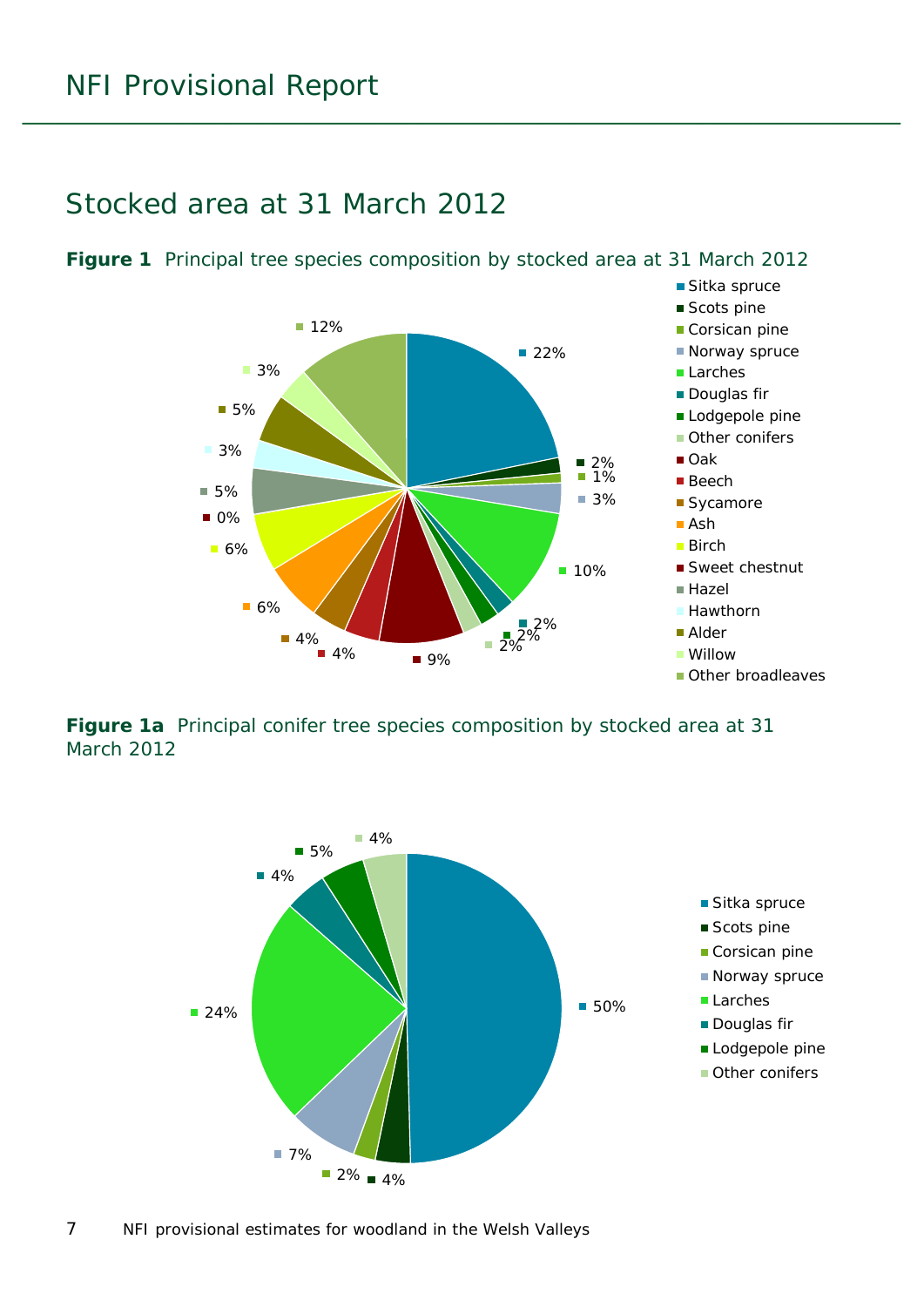## Stocked area at 31 March 2012

**Figure 1** Principal tree species composition by stocked area at 31 March 2012

| Species | Percentage |
|---|---|
| Sitka spruce | 22% |
| Scots pine | 2% |
| Corsican pine | 1% |
| Norway spruce | 3% |
| Larches | 10% |
| Douglas fir | 2% |
| Lodgepole pine | 2% |
| Other conifers | 2% |
| Oak | 9% |
| Beech | 4% |
| Sycamore | 4% |
| Ash | 6% |
| Birch | 6% |
| Sweet chestnut | 0% |
| Hazel | 5% |
| Hawthorn | 3% |
| Alder | 5% |
| Willow | 3% |
| Other broadleaves | 12% |

**Figure 1a** Principal conifer tree species composition by stocked area at 31 March 2012

| Species | Percentage |
|---|---|
| Sitka spruce | 50% |
| Scots pine | 4% |
| Corsican pine | 2% |
| Norway spruce | 7% |
| Larches | 24% |
| Douglas fir | 4% |
| Lodgepole pine | 5% |
| Other conifers | 4% |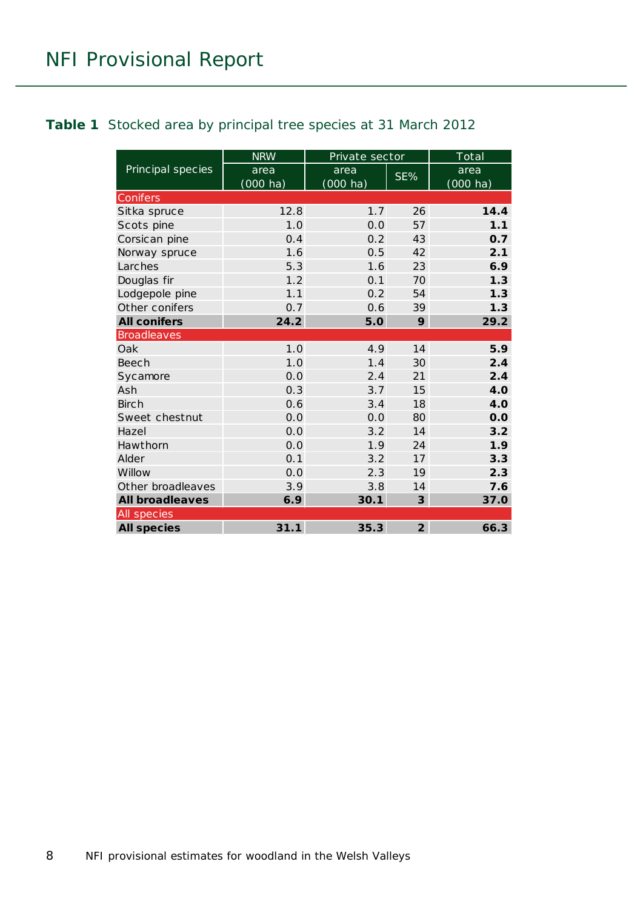**Table 1** Stocked area by principal tree species at 31 March 2012

| Principal species | NRW | Private sector | | Total |
|---|---|---|---|---|
| | area (000 ha) | area (000 ha) | SE% | area (000 ha) |
| **Conifers** | | | | |
| Sitka spruce | 12.8 | 1.7 | 26 | **14.4** |
| Scots pine | 1.0 | 0.0 | 57 | **1.1** |
| Corsican pine | 0.4 | 0.2 | 43 | **0.7** |
| Norway spruce | 1.6 | 0.5 | 42 | **2.1** |
| Larches | 5.3 | 1.6 | 23 | **6.9** |
| Douglas fir | 1.2 | 0.1 | 70 | **1.3** |
| Lodgepole pine | 1.1 | 0.2 | 54 | **1.3** |
| Other conifers | 0.7 | 0.6 | 39 | **1.3** |
| **All conifers** | **24.2** | **5.0** | **9** | **29.2** |
| **Broadleaves** | | | | |
| Oak | 1.0 | 4.9 | 14 | **5.9** |
| Beech | 1.0 | 1.4 | 30 | **2.4** |
| Sycamore | 0.0 | 2.4 | 21 | **2.4** |
| Ash | 0.3 | 3.7 | 15 | **4.0** |
| Birch | 0.6 | 3.4 | 18 | **4.0** |
| Sweet chestnut | 0.0 | 0.0 | 80 | **0.0** |
| Hazel | 0.0 | 3.2 | 14 | **3.2** |
| Hawthorn | 0.0 | 1.9 | 24 | **1.9** |
| Alder | 0.1 | 3.2 | 17 | **3.3** |
| Willow | 0.0 | 2.3 | 19 | **2.3** |
| Other broadleaves | 3.9 | 3.8 | 14 | **7.6** |
| **All broadleaves** | **6.9** | **30.1** | **3** | **37.0** |
| **All species** | | | | |
| **All species** | **31.1** | **35.3** | **2** | **66.3** |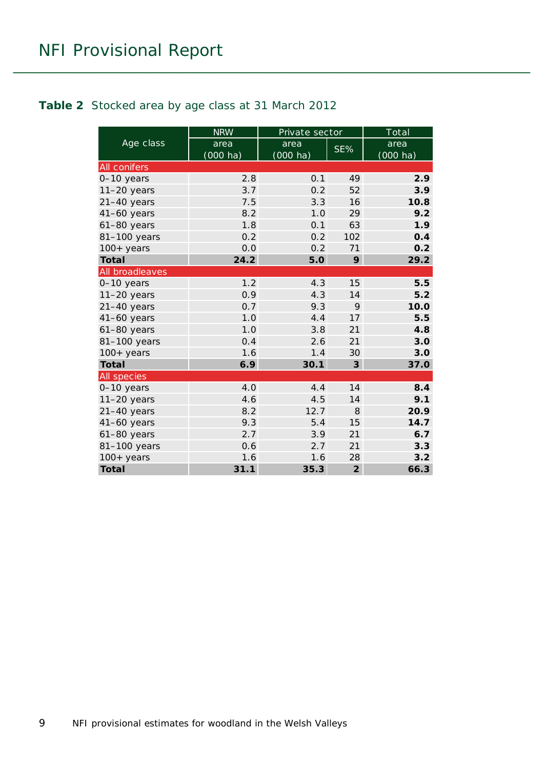**Table 2** Stocked area by age class at 31 March 2012

| Age class | NRW | Private sector | | Total |
|---|---|---|---|---|
| | area (000 ha) | area (000 ha) | SE% | area (000 ha) |
| **All conifers** | | | | |
| 0–10 years | 2.8 | 0.1 | 49 | **2.9** |
| 11–20 years | 3.7 | 0.2 | 52 | **3.9** |
| 21–40 years | 7.5 | 3.3 | 16 | **10.8** |
| 41–60 years | 8.2 | 1.0 | 29 | **9.2** |
| 61–80 years | 1.8 | 0.1 | 63 | **1.9** |
| 81–100 years | 0.2 | 0.2 | 102 | **0.4** |
| 100+ years | 0.0 | 0.2 | 71 | **0.2** |
| **Total** | **24.2** | **5.0** | **9** | **29.2** |
| **All broadleaves** | | | | |
| 0–10 years | 1.2 | 4.3 | 15 | **5.5** |
| 11–20 years | 0.9 | 4.3 | 14 | **5.2** |
| 21–40 years | 0.7 | 9.3 | 9 | **10.0** |
| 41–60 years | 1.0 | 4.4 | 17 | **5.5** |
| 61–80 years | 1.0 | 3.8 | 21 | **4.8** |
| 81–100 years | 0.4 | 2.6 | 21 | **3.0** |
| 100+ years | 1.6 | 1.4 | 30 | **3.0** |
| **Total** | **6.9** | **30.1** | **3** | **37.0** |
| **All species** | | | | |
| 0–10 years | 4.0 | 4.4 | 14 | **8.4** |
| 11–20 years | 4.6 | 4.5 | 14 | **9.1** |
| 21–40 years | 8.2 | 12.7 | 8 | **20.9** |
| 41–60 years | 9.3 | 5.4 | 15 | **14.7** |
| 61–80 years | 2.7 | 3.9 | 21 | **6.7** |
| 81–100 years | 0.6 | 2.7 | 21 | **3.3** |
| 100+ years | 1.6 | 1.6 | 28 | **3.2** |
| **Total** | **31.1** | **35.3** | **2** | **66.3** |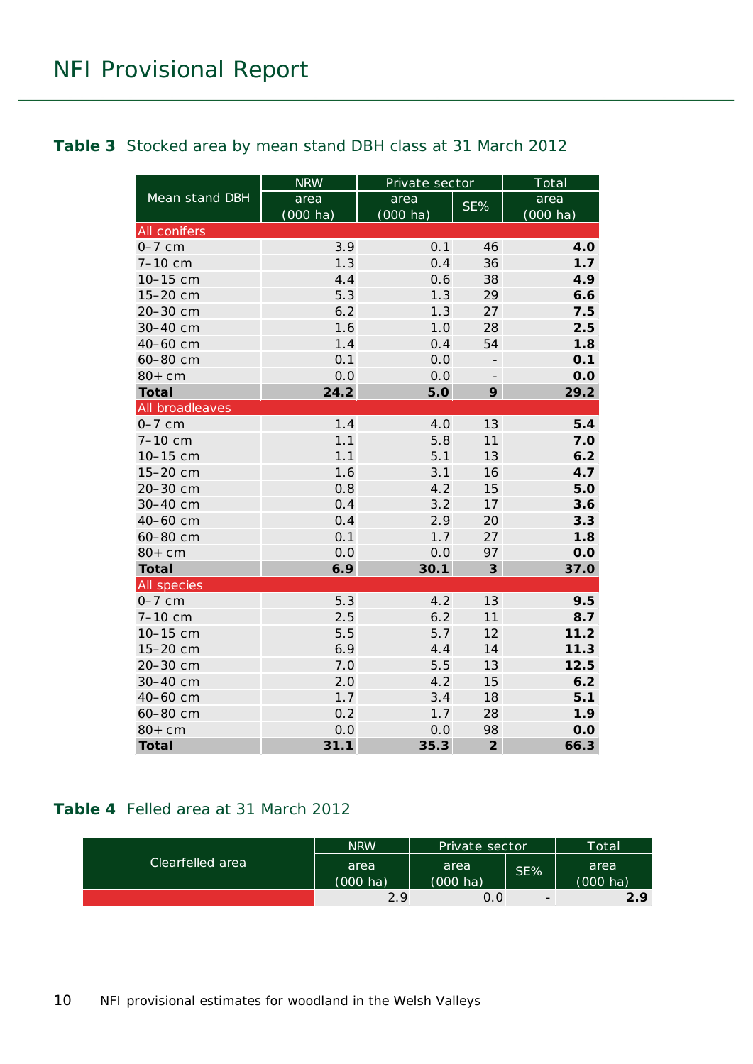**Table 3** Stocked area by mean stand DBH class at 31 March 2012

| Mean stand DBH | NRW | Private sector | | Total |
|---|---|---|---|---|
| | area (000 ha) | area (000 ha) | SE% | area (000 ha) |
| **All conifers** | | | | |
| 0–7 cm | 3.9 | 0.1 | 46 | **4.0** |
| 7–10 cm | 1.3 | 0.4 | 36 | **1.7** |
| 10–15 cm | 4.4 | 0.6 | 38 | **4.9** |
| 15–20 cm | 5.3 | 1.3 | 29 | **6.6** |
| 20–30 cm | 6.2 | 1.3 | 27 | **7.5** |
| 30–40 cm | 1.6 | 1.0 | 28 | **2.5** |
| 40–60 cm | 1.4 | 0.4 | 54 | **1.8** |
| 60–80 cm | 0.1 | 0.0 | - | **0.1** |
| 80+ cm | 0.0 | 0.0 | - | **0.0** |
| **Total** | **24.2** | **5.0** | **9** | **29.2** |
| **All broadleaves** | | | | |
| 0–7 cm | 1.4 | 4.0 | 13 | **5.4** |
| 7–10 cm | 1.1 | 5.8 | 11 | **7.0** |
| 10–15 cm | 1.1 | 5.1 | 13 | **6.2** |
| 15–20 cm | 1.6 | 3.1 | 16 | **4.7** |
| 20–30 cm | 0.8 | 4.2 | 15 | **5.0** |
| 30–40 cm | 0.4 | 3.2 | 17 | **3.6** |
| 40–60 cm | 0.4 | 2.9 | 20 | **3.3** |
| 60–80 cm | 0.1 | 1.7 | 27 | **1.8** |
| 80+ cm | 0.0 | 0.0 | 97 | **0.0** |
| **Total** | **6.9** | **30.1** | **3** | **37.0** |
| **All species** | | | | |
| 0–7 cm | 5.3 | 4.2 | 13 | **9.5** |
| 7–10 cm | 2.5 | 6.2 | 11 | **8.7** |
| 10–15 cm | 5.5 | 5.7 | 12 | **11.2** |
| 15–20 cm | 6.9 | 4.4 | 14 | **11.3** |
| 20–30 cm | 7.0 | 5.5 | 13 | **12.5** |
| 30–40 cm | 2.0 | 4.2 | 15 | **6.2** |
| 40–60 cm | 1.7 | 3.4 | 18 | **5.1** |
| 60–80 cm | 0.2 | 1.7 | 28 | **1.9** |
| 80+ cm | 0.0 | 0.0 | 98 | **0.0** |
| **Total** | **31.1** | **35.3** | **2** | **66.3** |

**Table 4** Felled area at 31 March 2012

| Clearfelled area | NRW | Private sector | | Total |
|---|---|---|---|---|
| | area (000 ha) | area (000 ha) | SE% | area (000 ha) |
| | 2.9 | 0.0 | - | **2.9** |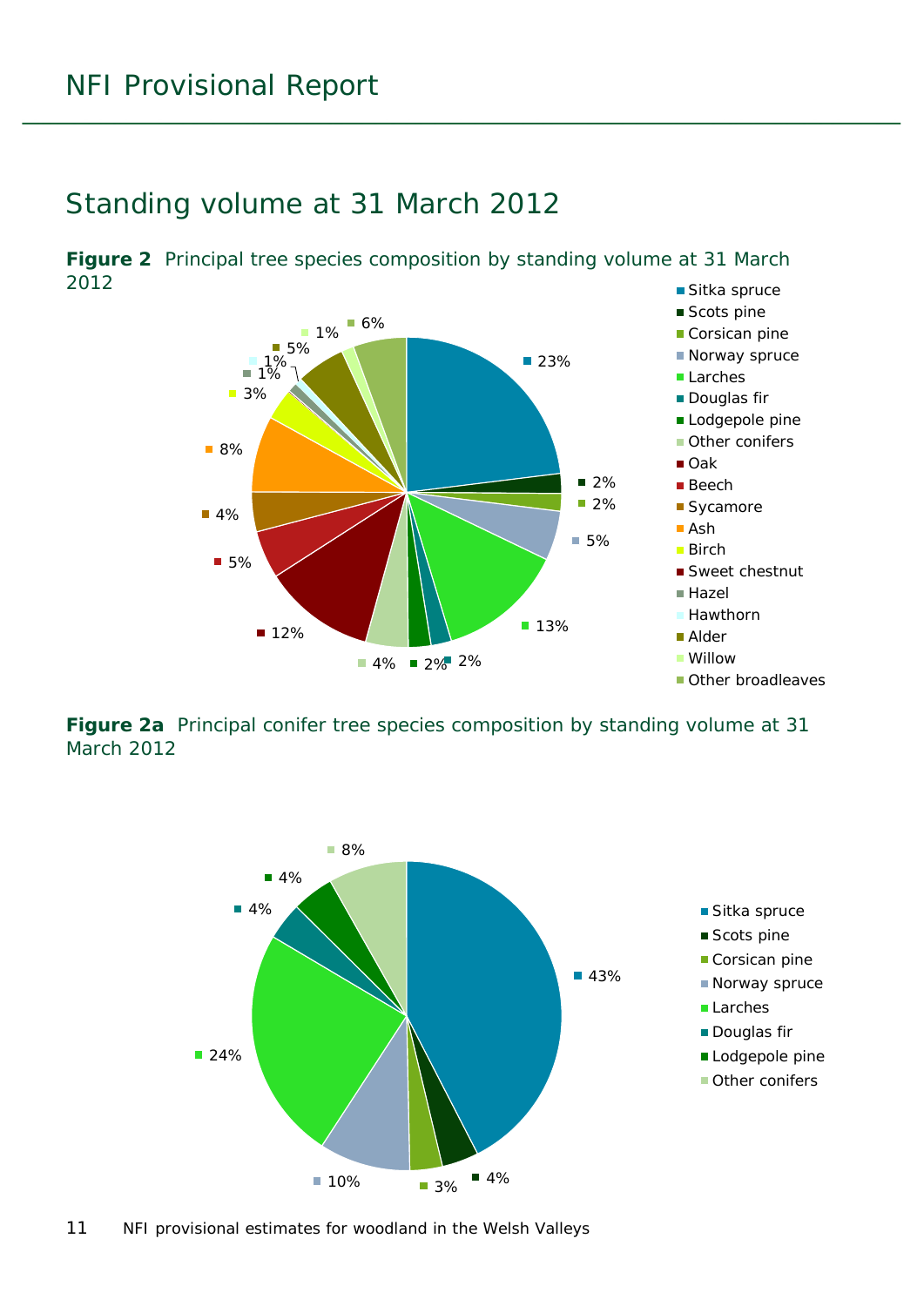## Standing volume at 31 March 2012

**Figure 2** Principal tree species composition by standing volume at 31 March 2012

| Species | % |
|---|---|
| Sitka spruce | 23% |
| Scots pine | 2% |
| Corsican pine | 2% |
| Norway spruce | 5% |
| Larches | 13% |
| Douglas fir | 2% |
| Lodgepole pine | 2% |
| Other conifers | 4% |
| Oak | 12% |
| Beech | 5% |
| Sycamore | 4% |
| Ash | 8% |
| Birch | 3% |
| Sweet chestnut | 1% |
| Hazel | 1% |
| Hawthorn | 1% |
| Alder | 5% |
| Willow | 1% |
| Other broadleaves | 6% |

**Figure 2a** Principal conifer tree species composition by standing volume at 31 March 2012

| Species | % |
|---|---|
| Sitka spruce | 43% |
| Scots pine | 4% |
| Corsican pine | 3% |
| Norway spruce | 10% |
| Larches | 24% |
| Douglas fir | 4% |
| Lodgepole pine | 4% |
| Other conifers | 8% |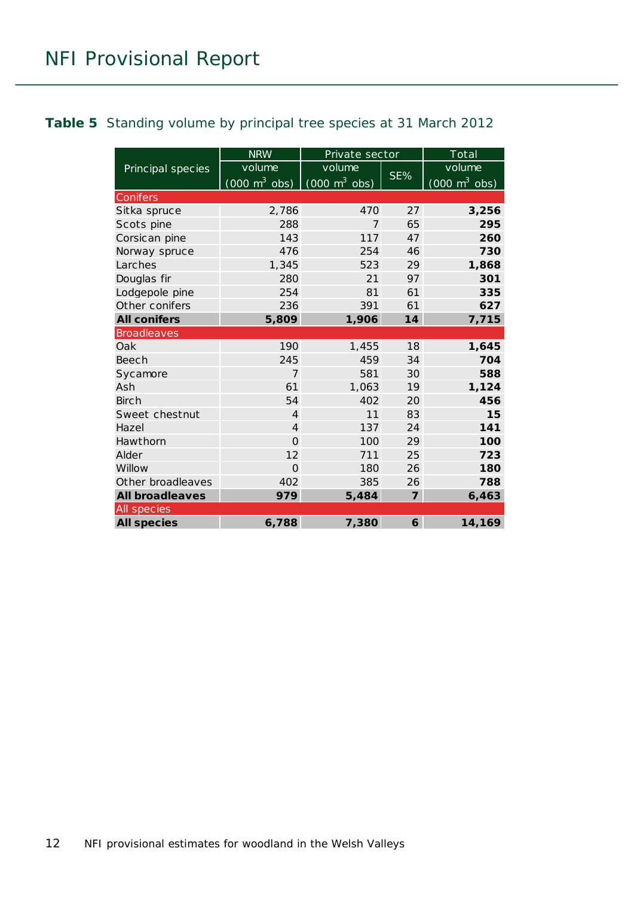**Table 5** Standing volume by principal tree species at 31 March 2012

| Principal species | NRW volume (000 m$^3$ obs) | Private sector volume (000 m$^3$ obs) | Private sector SE% | Total volume (000 m$^3$ obs) |
|---|---|---|---|---|
| **Conifers** | | | | |
| Sitka spruce | 2,786 | 470 | 27 | **3,256** |
| Scots pine | 288 | 7 | 65 | **295** |
| Corsican pine | 143 | 117 | 47 | **260** |
| Norway spruce | 476 | 254 | 46 | **730** |
| Larches | 1,345 | 523 | 29 | **1,868** |
| Douglas fir | 280 | 21 | 97 | **301** |
| Lodgepole pine | 254 | 81 | 61 | **335** |
| Other conifers | 236 | 391 | 61 | **627** |
| **All conifers** | **5,809** | **1,906** | **14** | **7,715** |
| **Broadleaves** | | | | |
| Oak | 190 | 1,455 | 18 | **1,645** |
| Beech | 245 | 459 | 34 | **704** |
| Sycamore | 7 | 581 | 30 | **588** |
| Ash | 61 | 1,063 | 19 | **1,124** |
| Birch | 54 | 402 | 20 | **456** |
| Sweet chestnut | 4 | 11 | 83 | **15** |
| Hazel | 4 | 137 | 24 | **141** |
| Hawthorn | 0 | 100 | 29 | **100** |
| Alder | 12 | 711 | 25 | **723** |
| Willow | 0 | 180 | 26 | **180** |
| Other broadleaves | 402 | 385 | 26 | **788** |
| **All broadleaves** | **979** | **5,484** | **7** | **6,463** |
| **All species** | | | | |
| **All species** | **6,788** | **7,380** | **6** | **14,169** |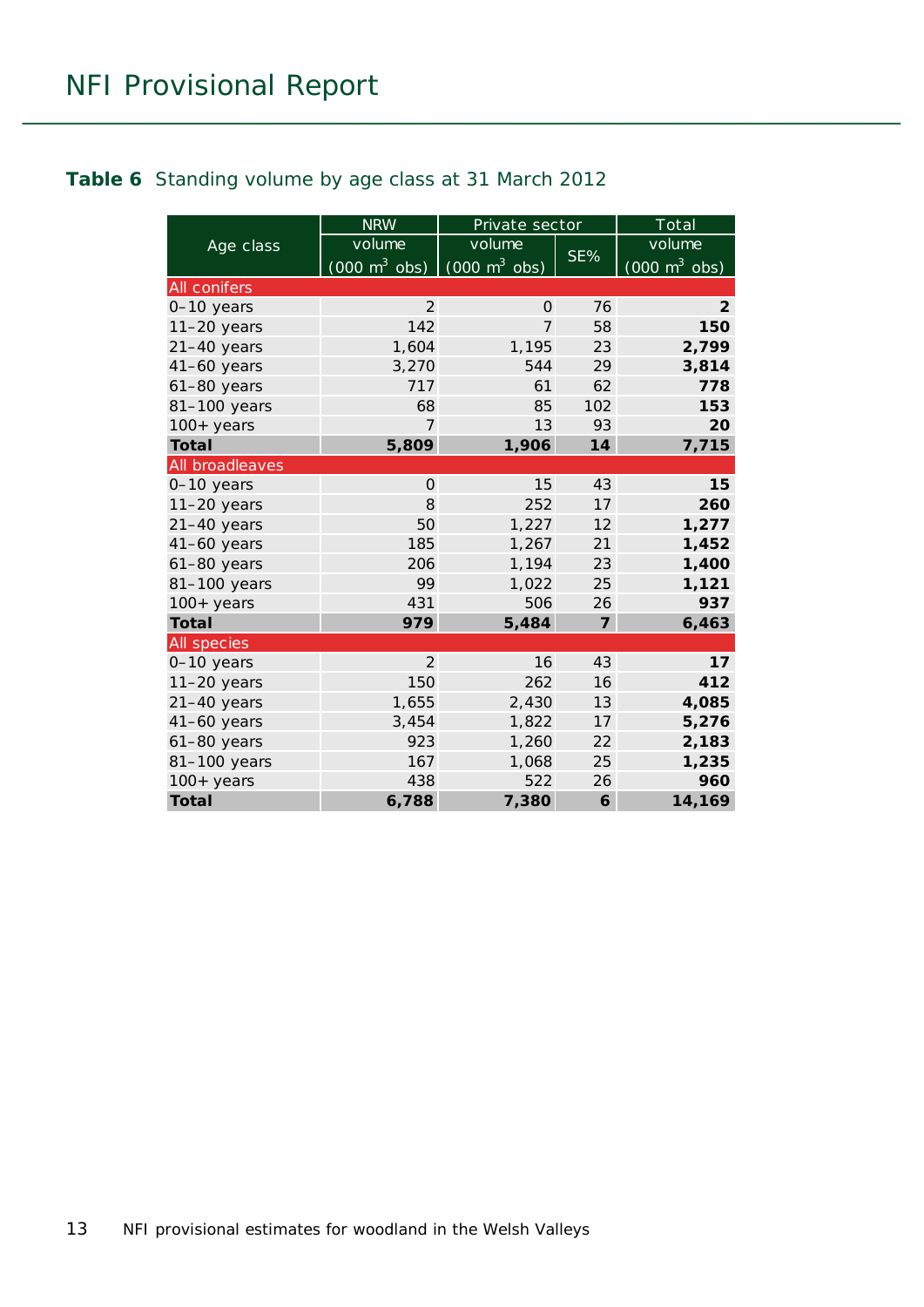**Table 6** Standing volume by age class at 31 March 2012

| Age class | NRW | Private sector | | Total |
|---|---|---|---|---|
| | volume (000 m$^3$ obs) | volume (000 m$^3$ obs) | SE% | volume (000 m$^3$ obs) |
| **All conifers** | | | | |
| 0–10 years | 2 | 0 | 76 | **2** |
| 11–20 years | 142 | 7 | 58 | **150** |
| 21–40 years | 1,604 | 1,195 | 23 | **2,799** |
| 41–60 years | 3,270 | 544 | 29 | **3,814** |
| 61–80 years | 717 | 61 | 62 | **778** |
| 81–100 years | 68 | 85 | 102 | **153** |
| 100+ years | 7 | 13 | 93 | **20** |
| **Total** | **5,809** | **1,906** | **14** | **7,715** |
| **All broadleaves** | | | | |
| 0–10 years | 0 | 15 | 43 | **15** |
| 11–20 years | 8 | 252 | 17 | **260** |
| 21–40 years | 50 | 1,227 | 12 | **1,277** |
| 41–60 years | 185 | 1,267 | 21 | **1,452** |
| 61–80 years | 206 | 1,194 | 23 | **1,400** |
| 81–100 years | 99 | 1,022 | 25 | **1,121** |
| 100+ years | 431 | 506 | 26 | **937** |
| **Total** | **979** | **5,484** | **7** | **6,463** |
| **All species** | | | | |
| 0–10 years | 2 | 16 | 43 | **17** |
| 11–20 years | 150 | 262 | 16 | **412** |
| 21–40 years | 1,655 | 2,430 | 13 | **4,085** |
| 41–60 years | 3,454 | 1,822 | 17 | **5,276** |
| 61–80 years | 923 | 1,260 | 22 | **2,183** |
| 81–100 years | 167 | 1,068 | 25 | **1,235** |
| 100+ years | 438 | 522 | 26 | **960** |
| **Total** | **6,788** | **7,380** | **6** | **14,169** |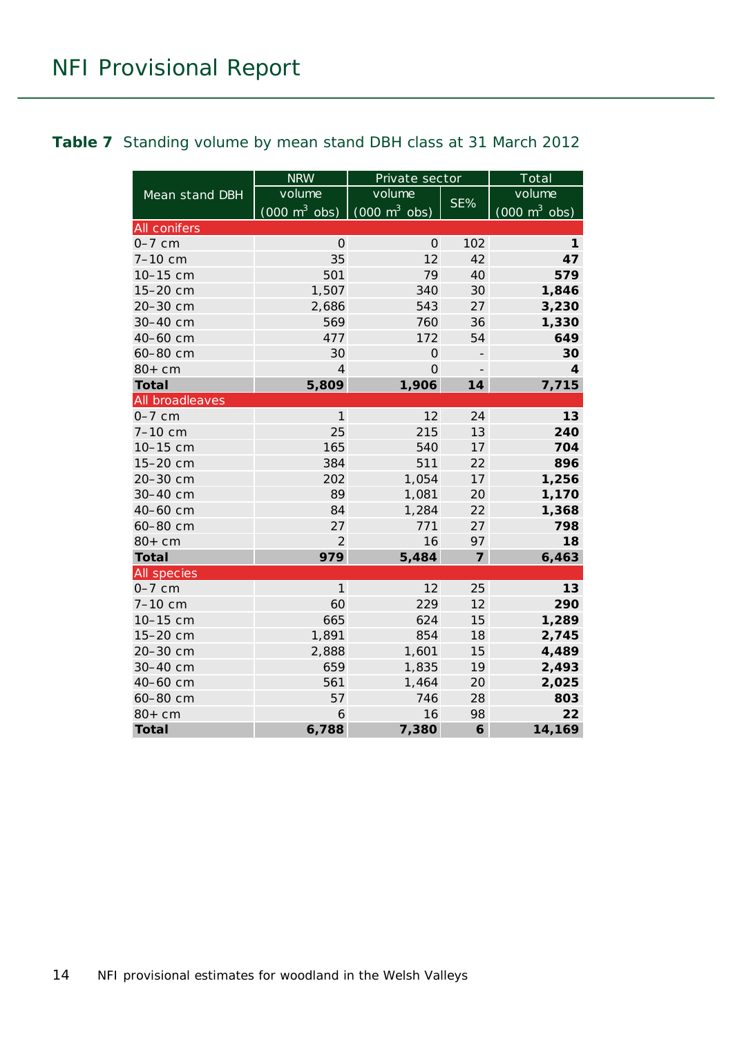**Table 7** Standing volume by mean stand DBH class at 31 March 2012

| Mean stand DBH | NRW | Private sector | | Total |
|---|---|---|---|---|
| | volume (000 $m^3$ obs) | volume (000 $m^3$ obs) | SE% | volume (000 $m^3$ obs) |
| All conifers | | | | |
| 0–7 cm | 0 | 0 | 102 | **1** |
| 7–10 cm | 35 | 12 | 42 | **47** |
| 10–15 cm | 501 | 79 | 40 | **579** |
| 15–20 cm | 1,507 | 340 | 30 | **1,846** |
| 20–30 cm | 2,686 | 543 | 27 | **3,230** |
| 30–40 cm | 569 | 760 | 36 | **1,330** |
| 40–60 cm | 477 | 172 | 54 | **649** |
| 60–80 cm | 30 | 0 | - | **30** |
| 80+ cm | 4 | 0 | - | **4** |
| **Total** | **5,809** | **1,906** | **14** | **7,715** |
| All broadleaves | | | | |
| 0–7 cm | 1 | 12 | 24 | **13** |
| 7–10 cm | 25 | 215 | 13 | **240** |
| 10–15 cm | 165 | 540 | 17 | **704** |
| 15–20 cm | 384 | 511 | 22 | **896** |
| 20–30 cm | 202 | 1,054 | 17 | **1,256** |
| 30–40 cm | 89 | 1,081 | 20 | **1,170** |
| 40–60 cm | 84 | 1,284 | 22 | **1,368** |
| 60–80 cm | 27 | 771 | 27 | **798** |
| 80+ cm | 2 | 16 | 97 | **18** |
| **Total** | **979** | **5,484** | **7** | **6,463** |
| All species | | | | |
| 0–7 cm | 1 | 12 | 25 | **13** |
| 7–10 cm | 60 | 229 | 12 | **290** |
| 10–15 cm | 665 | 624 | 15 | **1,289** |
| 15–20 cm | 1,891 | 854 | 18 | **2,745** |
| 20–30 cm | 2,888 | 1,601 | 15 | **4,489** |
| 30–40 cm | 659 | 1,835 | 19 | **2,493** |
| 40–60 cm | 561 | 1,464 | 20 | **2,025** |
| 60–80 cm | 57 | 746 | 28 | **803** |
| 80+ cm | 6 | 16 | 98 | **22** |
| **Total** | **6,788** | **7,380** | **6** | **14,169** |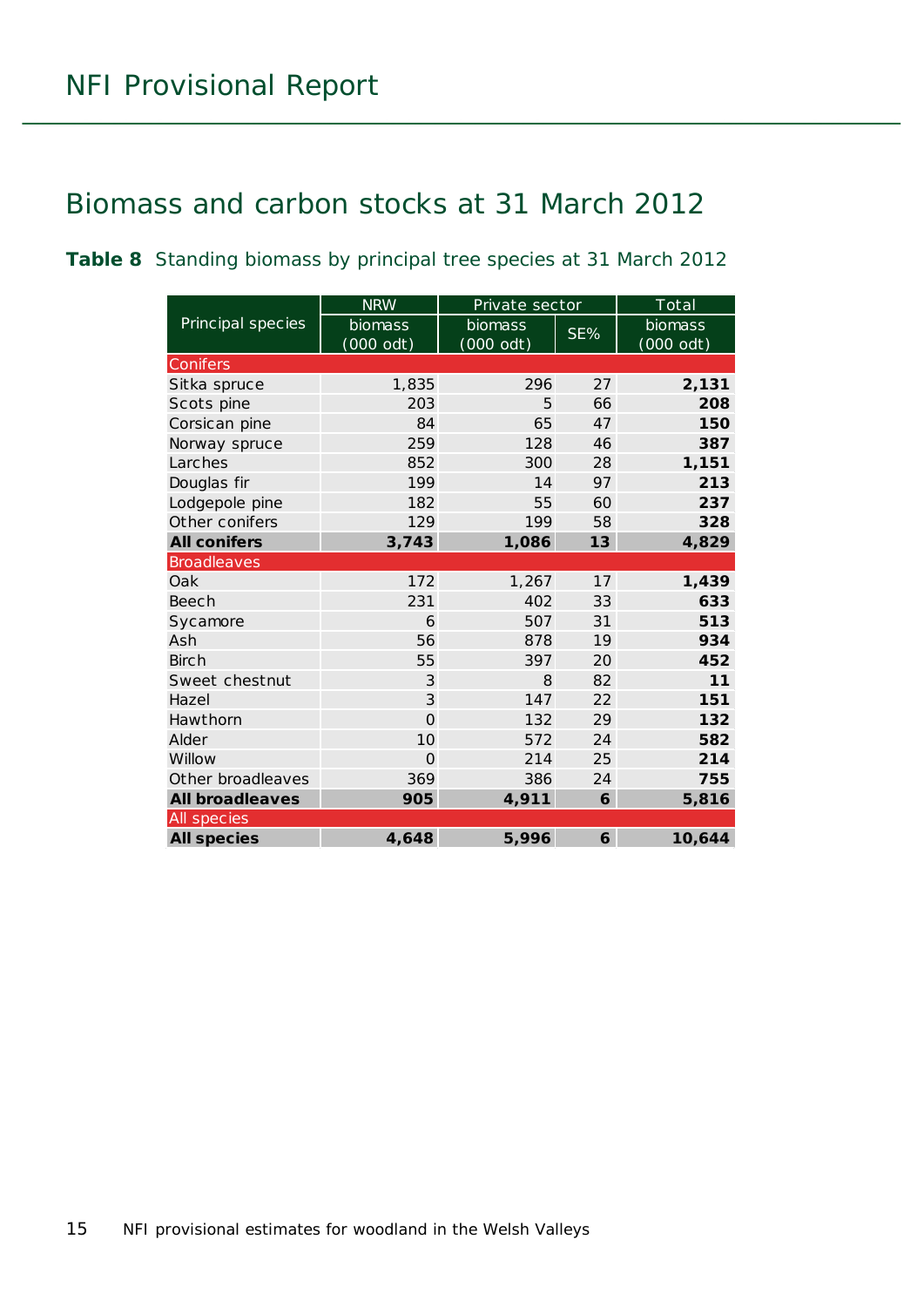## Biomass and carbon stocks at 31 March 2012

**Table 8** Standing biomass by principal tree species at 31 March 2012

| Principal species | NRW | Private sector | | Total |
|---|---|---|---|---|
| | biomass (000 odt) | biomass (000 odt) | SE% | biomass (000 odt) |
| **Conifers** | | | | |
| Sitka spruce | 1,835 | 296 | 27 | **2,131** |
| Scots pine | 203 | 5 | 66 | **208** |
| Corsican pine | 84 | 65 | 47 | **150** |
| Norway spruce | 259 | 128 | 46 | **387** |
| Larches | 852 | 300 | 28 | **1,151** |
| Douglas fir | 199 | 14 | 97 | **213** |
| Lodgepole pine | 182 | 55 | 60 | **237** |
| Other conifers | 129 | 199 | 58 | **328** |
| **All conifers** | **3,743** | **1,086** | **13** | **4,829** |
| **Broadleaves** | | | | |
| Oak | 172 | 1,267 | 17 | **1,439** |
| Beech | 231 | 402 | 33 | **633** |
| Sycamore | 6 | 507 | 31 | **513** |
| Ash | 56 | 878 | 19 | **934** |
| Birch | 55 | 397 | 20 | **452** |
| Sweet chestnut | 3 | 8 | 82 | **11** |
| Hazel | 3 | 147 | 22 | **151** |
| Hawthorn | 0 | 132 | 29 | **132** |
| Alder | 10 | 572 | 24 | **582** |
| Willow | 0 | 214 | 25 | **214** |
| Other broadleaves | 369 | 386 | 24 | **755** |
| **All broadleaves** | **905** | **4,911** | **6** | **5,816** |
| **All species** | | | | |
| **All species** | **4,648** | **5,996** | **6** | **10,644** |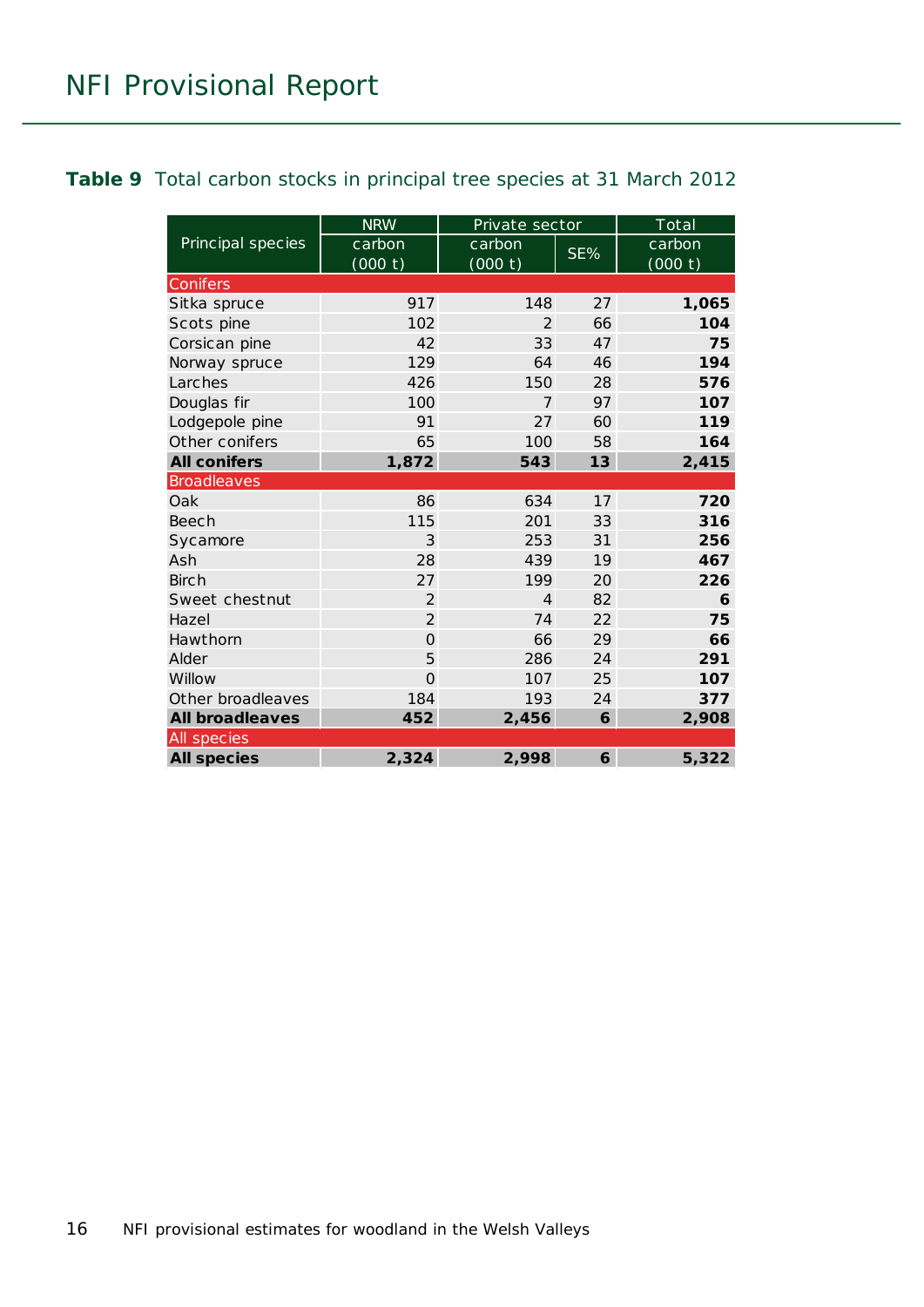**Table 9** Total carbon stocks in principal tree species at 31 March 2012

| Principal species | NRW | Private sector | | Total |
|---|---|---|---|---|
| | carbon (000 t) | carbon (000 t) | SE% | carbon (000 t) |
| **Conifers** | | | | |
| Sitka spruce | 917 | 148 | 27 | **1,065** |
| Scots pine | 102 | 2 | 66 | **104** |
| Corsican pine | 42 | 33 | 47 | **75** |
| Norway spruce | 129 | 64 | 46 | **194** |
| Larches | 426 | 150 | 28 | **576** |
| Douglas fir | 100 | 7 | 97 | **107** |
| Lodgepole pine | 91 | 27 | 60 | **119** |
| Other conifers | 65 | 100 | 58 | **164** |
| **All conifers** | **1,872** | **543** | **13** | **2,415** |
| **Broadleaves** | | | | |
| Oak | 86 | 634 | 17 | **720** |
| Beech | 115 | 201 | 33 | **316** |
| Sycamore | 3 | 253 | 31 | **256** |
| Ash | 28 | 439 | 19 | **467** |
| Birch | 27 | 199 | 20 | **226** |
| Sweet chestnut | 2 | 4 | 82 | **6** |
| Hazel | 2 | 74 | 22 | **75** |
| Hawthorn | 0 | 66 | 29 | **66** |
| Alder | 5 | 286 | 24 | **291** |
| Willow | 0 | 107 | 25 | **107** |
| Other broadleaves | 184 | 193 | 24 | **377** |
| **All broadleaves** | **452** | **2,456** | **6** | **2,908** |
| **All species** | | | | |
| **All species** | **2,324** | **2,998** | **6** | **5,322** |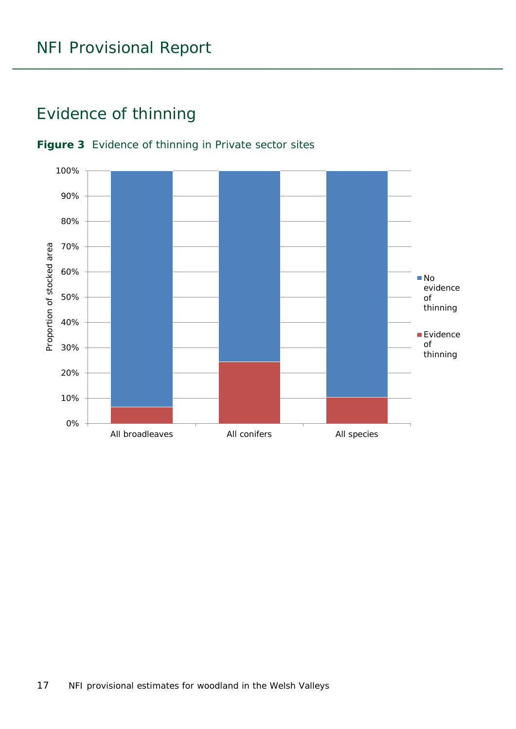## Evidence of thinning

**Figure 3** Evidence of thinning in Private sector sites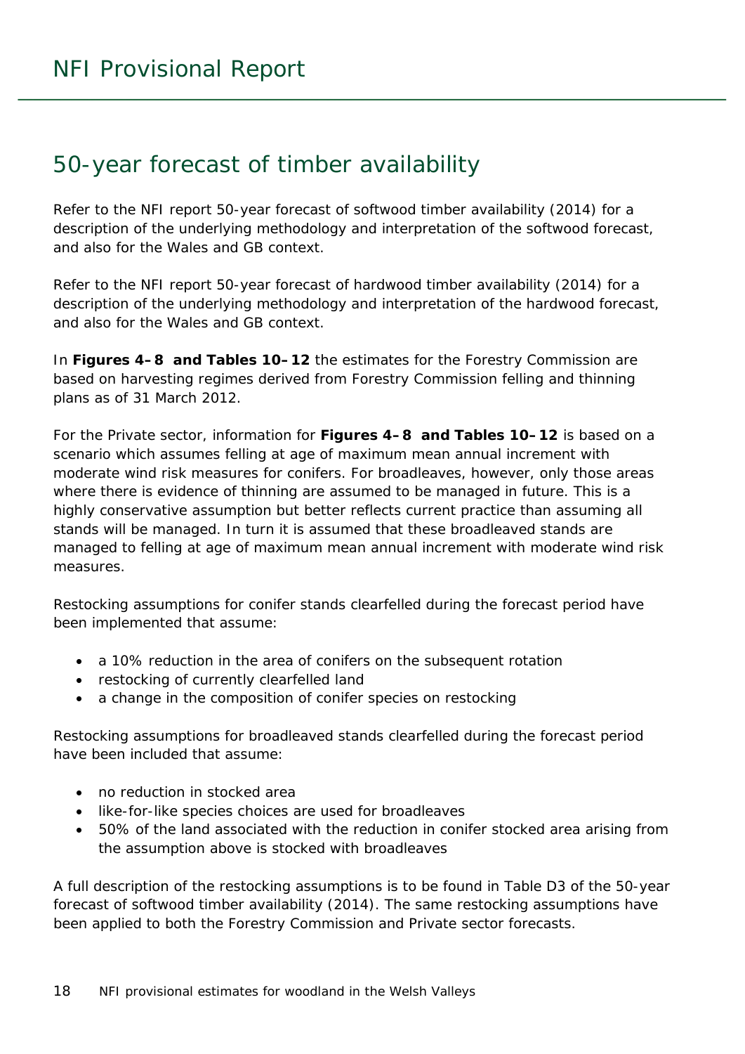## 50-year forecast of timber availability

Refer to the NFI report 50-year forecast of softwood timber availability (2014) for a description of the underlying methodology and interpretation of the softwood forecast, and also for the Wales and GB context.

Refer to the NFI report 50-year forecast of hardwood timber availability (2014) for a description of the underlying methodology and interpretation of the hardwood forecast, and also for the Wales and GB context.

In **Figures 4–8 and Tables 10–12** the estimates for the Forestry Commission are based on harvesting regimes derived from Forestry Commission felling and thinning plans as of 31 March 2012.

For the Private sector, information for **Figures 4–8 and Tables 10–12** is based on a scenario which assumes felling at age of maximum mean annual increment with moderate wind risk measures for conifers. For broadleaves, however, only those areas where there is evidence of thinning are assumed to be managed in future. This is a highly conservative assumption but better reflects current practice than assuming all stands will be managed. In turn it is assumed that these broadleaved stands are managed to felling at age of maximum mean annual increment with moderate wind risk measures.

Restocking assumptions for conifer stands clearfelled during the forecast period have been implemented that assume:

- a 10% reduction in the area of conifers on the subsequent rotation
- restocking of currently clearfelled land
- a change in the composition of conifer species on restocking

Restocking assumptions for broadleaved stands clearfelled during the forecast period have been included that assume:

- no reduction in stocked area
- like-for-like species choices are used for broadleaves
- 50% of the land associated with the reduction in conifer stocked area arising from the assumption above is stocked with broadleaves

A full description of the restocking assumptions is to be found in Table D3 of the 50-year forecast of softwood timber availability (2014). The same restocking assumptions have been applied to both the Forestry Commission and Private sector forecasts.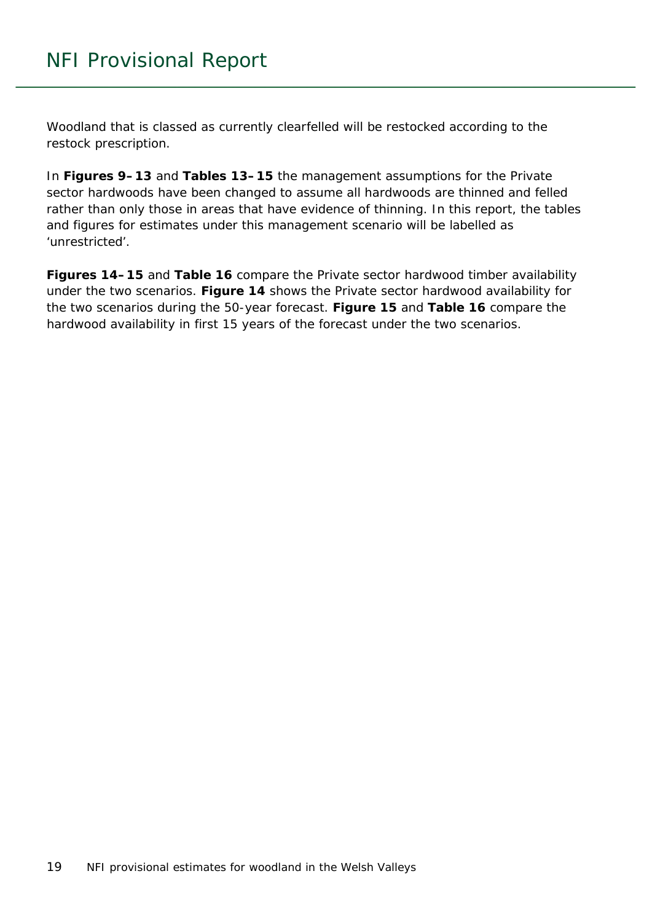Woodland that is classed as currently clearfelled will be restocked according to the restock prescription.

In **Figures 9–13** and **Tables 13–15** the management assumptions for the Private sector hardwoods have been changed to assume all hardwoods are thinned and felled rather than only those in areas that have evidence of thinning. In this report, the tables and figures for estimates under this management scenario will be labelled as 'unrestricted'.

**Figures 14–15** and **Table 16** compare the Private sector hardwood timber availability under the two scenarios. **Figure 14** shows the Private sector hardwood availability for the two scenarios during the 50-year forecast. **Figure 15** and **Table 16** compare the hardwood availability in first 15 years of the forecast under the two scenarios.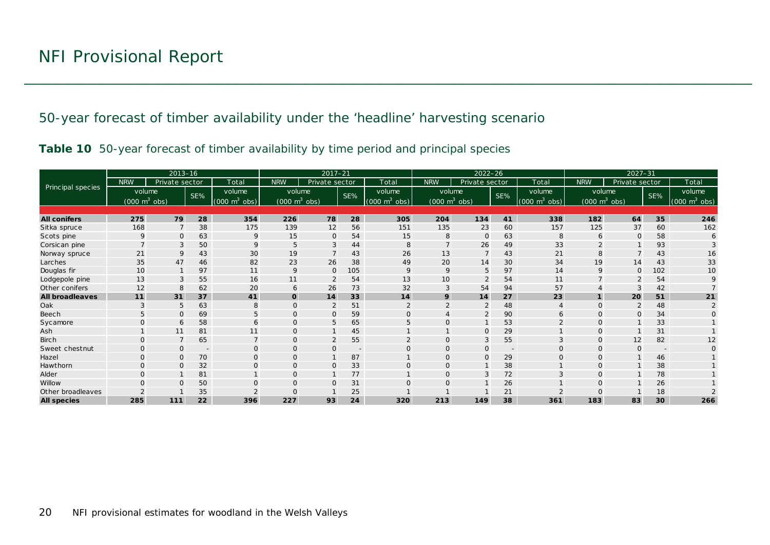# NFI Provisional Report

## 50-year forecast of timber availability under the 'headline' harvesting scenario

**Table 10** 50-year forecast of timber availability by time period and principal species

| Principal species | 2013–16 | | | | 2017–21 | | | | 2022–26 | | | | 2027–31 | | | |
|---|---|---|---|---|---|---|---|---|---|---|---|---|---|---|---|---|
| | NRW | Private sector | | Total | NRW | Private sector | | Total | NRW | Private sector | | Total | NRW | Private sector | | Total |
| | volume ($000\ m^3$ obs) | | SE% | volume ($000\ m^3$ obs) | volume ($000\ m^3$ obs) | | SE% | volume ($000\ m^3$ obs) | volume ($000\ m^3$ obs) | | SE% | volume ($000\ m^3$ obs) | volume ($000\ m^3$ obs) | | SE% | volume ($000\ m^3$ obs) |
| **All conifers** | **275** | **79** | **28** | **354** | **226** | **78** | **28** | **305** | **204** | **134** | **41** | **338** | **182** | **64** | **35** | **246** |
| Sitka spruce | 168 | 7 | 38 | 175 | 139 | 12 | 56 | 151 | 135 | 23 | 60 | 157 | 125 | 37 | 60 | 162 |
| Scots pine | 9 | 0 | 63 | 9 | 15 | 0 | 54 | 15 | 8 | 0 | 63 | 8 | 6 | 0 | 58 | 6 |
| Corsican pine | 7 | 3 | 50 | 9 | 5 | 3 | 44 | 8 | 7 | 26 | 49 | 33 | 2 | 1 | 93 | 3 |
| Norway spruce | 21 | 9 | 43 | 30 | 19 | 7 | 43 | 26 | 13 | 7 | 43 | 21 | 8 | 7 | 43 | 16 |
| Larches | 35 | 47 | 46 | 82 | 23 | 26 | 38 | 49 | 20 | 14 | 30 | 34 | 19 | 14 | 43 | 33 |
| Douglas fir | 10 | 1 | 97 | 11 | 9 | 0 | 105 | 9 | 9 | 5 | 97 | 14 | 9 | 0 | 102 | 10 |
| Lodgepole pine | 13 | 3 | 55 | 16 | 11 | 2 | 54 | 13 | 10 | 2 | 54 | 11 | 7 | 2 | 54 | 9 |
| Other conifers | 12 | 8 | 62 | 20 | 6 | 26 | 73 | 32 | 3 | 54 | 94 | 57 | 4 | 3 | 42 | 7 |
| **All broadleaves** | **11** | **31** | **37** | **41** | **0** | **14** | **33** | **14** | **9** | **14** | **27** | **23** | **1** | **20** | **51** | **21** |
| Oak | 3 | 5 | 63 | 8 | 0 | 2 | 51 | 2 | 2 | 2 | 48 | 4 | 0 | 2 | 48 | 2 |
| Beech | 5 | 0 | 69 | 5 | 0 | 0 | 59 | 0 | 4 | 2 | 90 | 6 | 0 | 0 | 34 | 0 |
| Sycamore | 0 | 6 | 58 | 6 | 0 | 5 | 65 | 5 | 0 | 1 | 53 | 2 | 0 | 1 | 33 | 1 |
| Ash | 1 | 11 | 81 | 11 | 0 | 1 | 45 | 1 | 1 | 0 | 29 | 1 | 0 | 1 | 31 | 1 |
| Birch | 0 | 7 | 65 | 7 | 0 | 2 | 55 | 2 | 0 | 3 | 55 | 3 | 0 | 12 | 82 | 12 |
| Sweet chestnut | 0 | 0 | - | 0 | 0 | 0 | - | 0 | 0 | 0 | - | 0 | 0 | 0 | - | 0 |
| Hazel | 0 | 0 | 70 | 0 | 0 | 1 | 87 | 1 | 0 | 0 | 29 | 0 | 0 | 1 | 46 | 1 |
| Hawthorn | 0 | 0 | 32 | 0 | 0 | 0 | 33 | 0 | 0 | 1 | 38 | 1 | 0 | 1 | 38 | 1 |
| Alder | 0 | 1 | 81 | 1 | 0 | 1 | 77 | 1 | 0 | 3 | 72 | 3 | 0 | 1 | 78 | 1 |
| Willow | 0 | 0 | 50 | 0 | 0 | 0 | 31 | 0 | 0 | 1 | 26 | 1 | 0 | 1 | 26 | 1 |
| Other broadleaves | 2 | 1 | 35 | 2 | 0 | 1 | 25 | 1 | 1 | 1 | 21 | 2 | 0 | 1 | 18 | 2 |
| **All species** | **285** | **111** | **22** | **396** | **227** | **93** | **24** | **320** | **213** | **149** | **38** | **361** | **183** | **83** | **30** | **266** |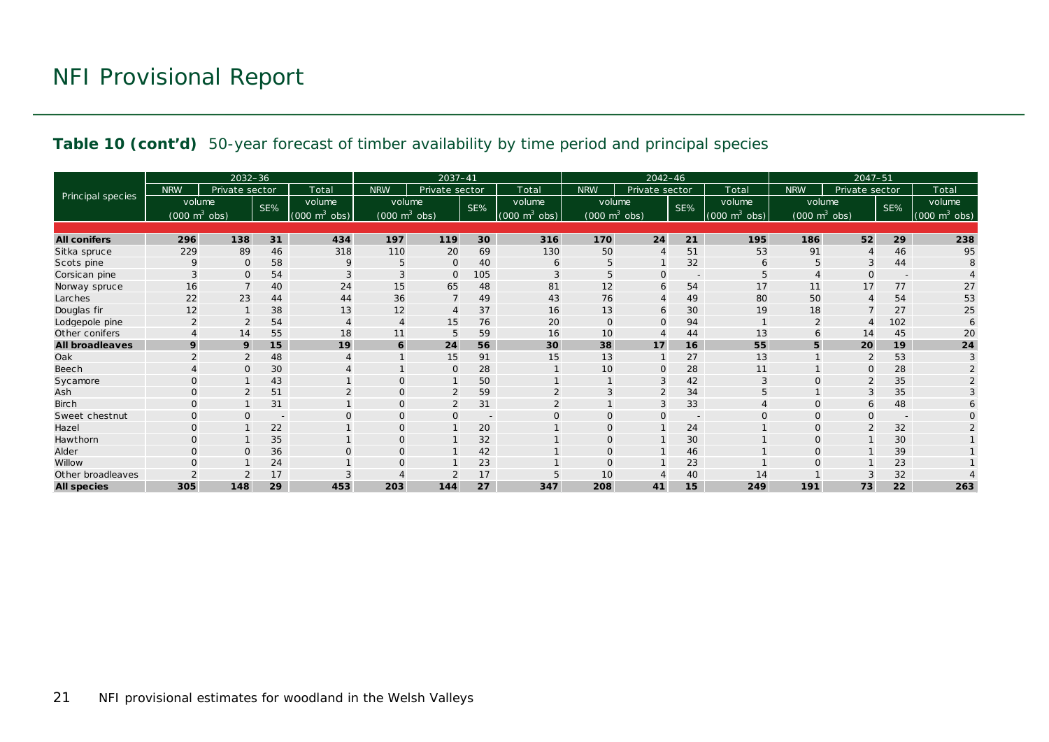**Table 10 (cont'd)** 50-year forecast of timber availability by time period and principal species

| Principal species | 2032–36 | | | | 2037–41 | | | | 2042–46 | | | | 2047–51 | | | |
|---|---|---|---|---|---|---|---|---|---|---|---|---|---|---|---|---|
| | NRW | Private sector | | Total | NRW | Private sector | | Total | NRW | Private sector | | Total | NRW | Private sector | | Total |
| | volume ($000\ m^3$ obs) | | SE% | volume ($000\ m^3$ obs) | volume ($000\ m^3$ obs) | | SE% | volume ($000\ m^3$ obs) | volume ($000\ m^3$ obs) | | SE% | volume ($000\ m^3$ obs) | volume ($000\ m^3$ obs) | | SE% | volume ($000\ m^3$ obs) |
| **All conifers** | **296** | **138** | **31** | **434** | **197** | **119** | **30** | **316** | **170** | **24** | **21** | **195** | **186** | **52** | **29** | **238** |
| Sitka spruce | 229 | 89 | 46 | 318 | 110 | 20 | 69 | 130 | 50 | 4 | 51 | 53 | 91 | 4 | 46 | 95 |
| Scots pine | 9 | 0 | 58 | 9 | 5 | 0 | 40 | 6 | 5 | 1 | 32 | 6 | 5 | 3 | 44 | 8 |
| Corsican pine | 3 | 0 | 54 | 3 | 3 | 0 | 105 | 3 | 5 | 0 | - | 5 | 4 | 0 | - | 4 |
| Norway spruce | 16 | 7 | 40 | 24 | 15 | 65 | 48 | 81 | 12 | 6 | 54 | 17 | 11 | 17 | 77 | 27 |
| Larches | 22 | 23 | 44 | 44 | 36 | 7 | 49 | 43 | 76 | 4 | 49 | 80 | 50 | 4 | 54 | 53 |
| Douglas fir | 12 | 1 | 38 | 13 | 12 | 4 | 37 | 16 | 13 | 6 | 30 | 19 | 18 | 7 | 27 | 25 |
| Lodgepole pine | 2 | 2 | 54 | 4 | 4 | 15 | 76 | 20 | 0 | 0 | 94 | 1 | 2 | 4 | 102 | 6 |
| Other conifers | 4 | 14 | 55 | 18 | 11 | 5 | 59 | 16 | 10 | 4 | 44 | 13 | 6 | 14 | 45 | 20 |
| **All broadleaves** | **9** | **9** | **15** | **19** | **6** | **24** | **56** | **30** | **38** | **17** | **16** | **55** | **5** | **20** | **19** | **24** |
| Oak | 2 | 2 | 48 | 4 | 1 | 15 | 91 | 15 | 13 | 1 | 27 | 13 | 1 | 2 | 53 | 3 |
| Beech | 4 | 0 | 30 | 4 | 1 | 0 | 28 | 1 | 10 | 0 | 28 | 11 | 1 | 0 | 28 | 2 |
| Sycamore | 0 | 1 | 43 | 1 | 0 | 1 | 50 | 1 | 1 | 3 | 42 | 3 | 0 | 2 | 35 | 2 |
| Ash | 0 | 2 | 51 | 2 | 0 | 2 | 59 | 2 | 3 | 2 | 34 | 5 | 1 | 3 | 35 | 3 |
| Birch | 0 | 1 | 31 | 1 | 0 | 2 | 31 | 2 | 1 | 3 | 33 | 4 | 0 | 6 | 48 | 6 |
| Sweet chestnut | 0 | 0 | - | 0 | 0 | 0 | - | 0 | 0 | 0 | - | 0 | 0 | 0 | - | 0 |
| Hazel | 0 | 1 | 22 | 1 | 0 | 1 | 20 | 1 | 0 | 1 | 24 | 1 | 0 | 2 | 32 | 2 |
| Hawthorn | 0 | 1 | 35 | 1 | 0 | 1 | 32 | 1 | 0 | 1 | 30 | 1 | 0 | 1 | 30 | 1 |
| Alder | 0 | 0 | 36 | 0 | 0 | 1 | 42 | 1 | 0 | 1 | 46 | 1 | 0 | 1 | 39 | 1 |
| Willow | 0 | 1 | 24 | 1 | 0 | 1 | 23 | 1 | 0 | 1 | 23 | 1 | 0 | 1 | 23 | 1 |
| Other broadleaves | 2 | 2 | 17 | 3 | 4 | 2 | 17 | 5 | 10 | 4 | 40 | 14 | 1 | 3 | 32 | 4 |
| **All species** | **305** | **148** | **29** | **453** | **203** | **144** | **27** | **347** | **208** | **41** | **15** | **249** | **191** | **73** | **22** | **263** |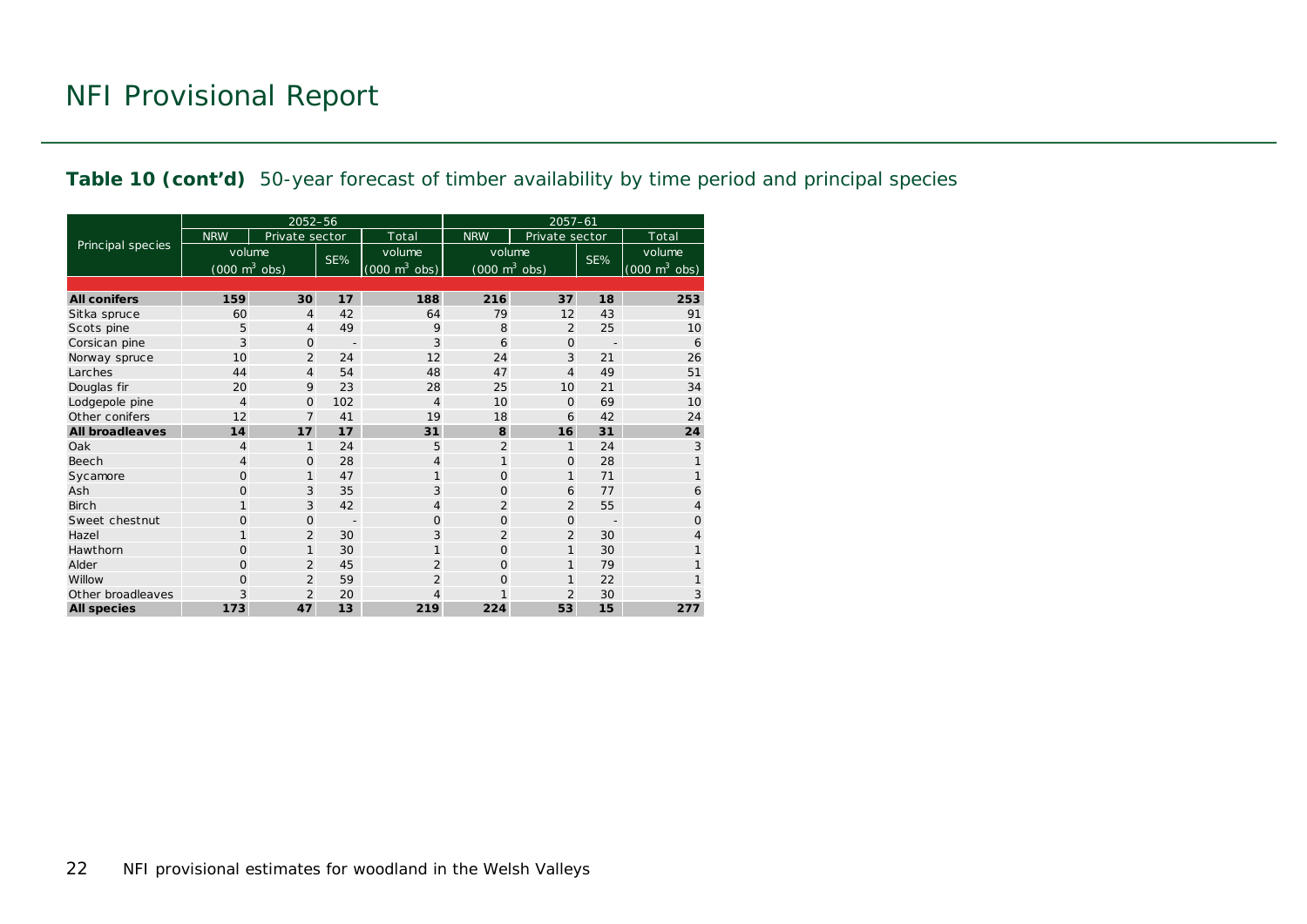# NFI Provisional Report

**Table 10 (cont'd)** 50-year forecast of timber availability by time period and principal species

| Principal species | 2052–56 | | | | 2057–61 | | | |
|---|---|---|---|---|---|---|---|---|
| | NRW | Private sector | | Total | NRW | Private sector | | Total |
| | volume ($000\ m^3$ obs) | | SE% | volume ($000\ m^3$ obs) | volume ($000\ m^3$ obs) | | SE% | volume ($000\ m^3$ obs) |
| **All conifers** | **159** | **30** | **17** | **188** | **216** | **37** | **18** | **253** |
| Sitka spruce | 60 | 4 | 42 | 64 | 79 | 12 | 43 | 91 |
| Scots pine | 5 | 4 | 49 | 9 | 8 | 2 | 25 | 10 |
| Corsican pine | 3 | 0 | - | 3 | 6 | 0 | - | 6 |
| Norway spruce | 10 | 2 | 24 | 12 | 24 | 3 | 21 | 26 |
| Larches | 44 | 4 | 54 | 48 | 47 | 4 | 49 | 51 |
| Douglas fir | 20 | 9 | 23 | 28 | 25 | 10 | 21 | 34 |
| Lodgepole pine | 4 | 0 | 102 | 4 | 10 | 0 | 69 | 10 |
| Other conifers | 12 | 7 | 41 | 19 | 18 | 6 | 42 | 24 |
| **All broadleaves** | **14** | **17** | **17** | **31** | **8** | **16** | **31** | **24** |
| Oak | 4 | 1 | 24 | 5 | 2 | 1 | 24 | 3 |
| Beech | 4 | 0 | 28 | 4 | 1 | 0 | 28 | 1 |
| Sycamore | 0 | 1 | 47 | 1 | 0 | 1 | 71 | 1 |
| Ash | 0 | 3 | 35 | 3 | 0 | 6 | 77 | 6 |
| Birch | 1 | 3 | 42 | 4 | 2 | 2 | 55 | 4 |
| Sweet chestnut | 0 | 0 | - | 0 | 0 | 0 | - | 0 |
| Hazel | 1 | 2 | 30 | 3 | 2 | 2 | 30 | 4 |
| Hawthorn | 0 | 1 | 30 | 1 | 0 | 1 | 30 | 1 |
| Alder | 0 | 2 | 45 | 2 | 0 | 1 | 79 | 1 |
| Willow | 0 | 2 | 59 | 2 | 0 | 1 | 22 | 1 |
| Other broadleaves | 3 | 2 | 20 | 4 | 1 | 2 | 30 | 3 |
| **All species** | **173** | **47** | **13** | **219** | **224** | **53** | **15** | **277** |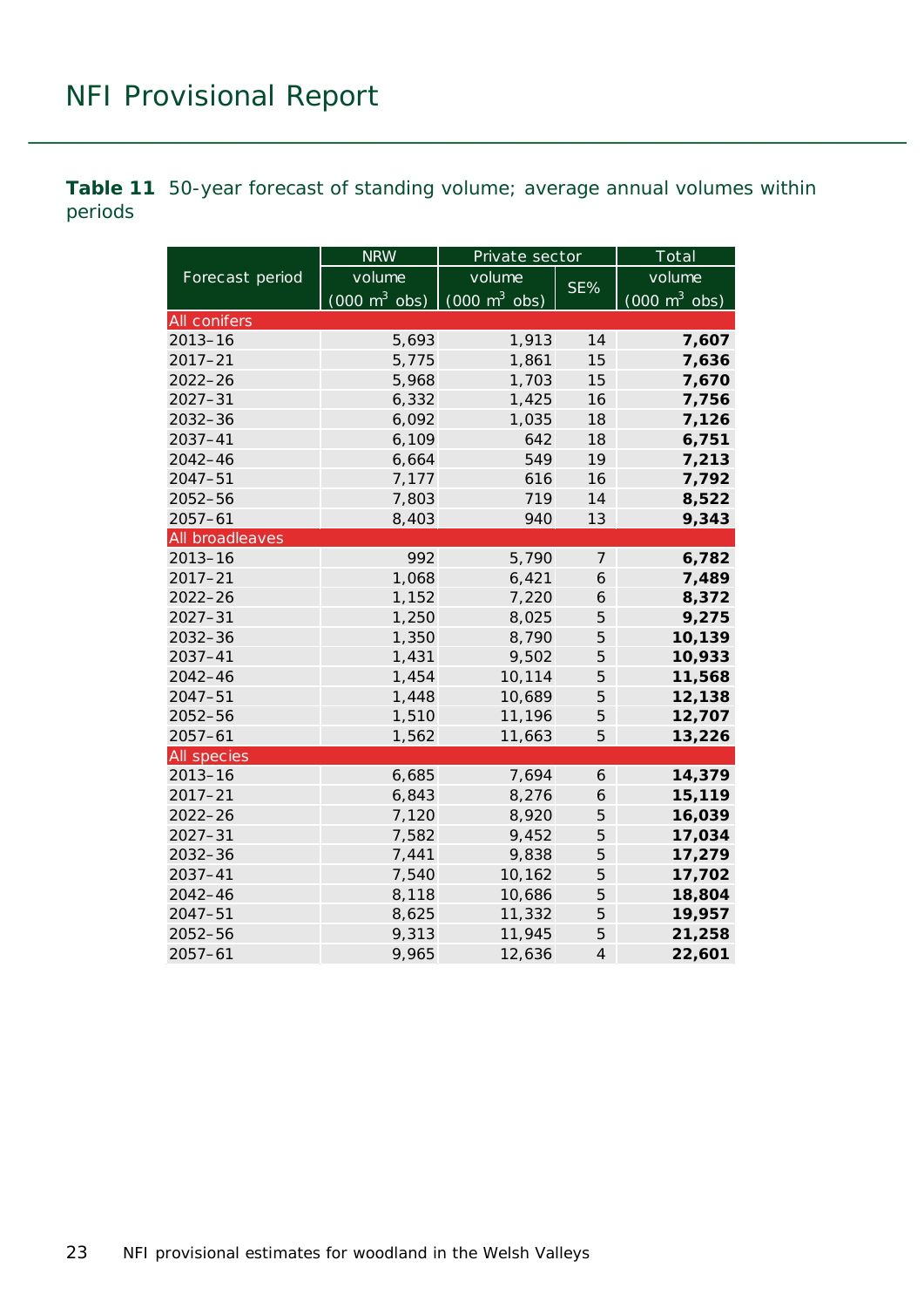**Table 11** 50-year forecast of standing volume; average annual volumes within periods

| Forecast period | NRW | Private sector | | Total |
|---|---|---|---|---|
| | volume (000 $m^3$ obs) | volume (000 $m^3$ obs) | SE% | volume (000 $m^3$ obs) |
| All conifers | | | | |
| 2013–16 | 5,693 | 1,913 | 14 | **7,607** |
| 2017–21 | 5,775 | 1,861 | 15 | **7,636** |
| 2022–26 | 5,968 | 1,703 | 15 | **7,670** |
| 2027–31 | 6,332 | 1,425 | 16 | **7,756** |
| 2032–36 | 6,092 | 1,035 | 18 | **7,126** |
| 2037–41 | 6,109 | 642 | 18 | **6,751** |
| 2042–46 | 6,664 | 549 | 19 | **7,213** |
| 2047–51 | 7,177 | 616 | 16 | **7,792** |
| 2052–56 | 7,803 | 719 | 14 | **8,522** |
| 2057–61 | 8,403 | 940 | 13 | **9,343** |
| All broadleaves | | | | |
| 2013–16 | 992 | 5,790 | 7 | **6,782** |
| 2017–21 | 1,068 | 6,421 | 6 | **7,489** |
| 2022–26 | 1,152 | 7,220 | 6 | **8,372** |
| 2027–31 | 1,250 | 8,025 | 5 | **9,275** |
| 2032–36 | 1,350 | 8,790 | 5 | **10,139** |
| 2037–41 | 1,431 | 9,502 | 5 | **10,933** |
| 2042–46 | 1,454 | 10,114 | 5 | **11,568** |
| 2047–51 | 1,448 | 10,689 | 5 | **12,138** |
| 2052–56 | 1,510 | 11,196 | 5 | **12,707** |
| 2057–61 | 1,562 | 11,663 | 5 | **13,226** |
| All species | | | | |
| 2013–16 | 6,685 | 7,694 | 6 | **14,379** |
| 2017–21 | 6,843 | 8,276 | 6 | **15,119** |
| 2022–26 | 7,120 | 8,920 | 5 | **16,039** |
| 2027–31 | 7,582 | 9,452 | 5 | **17,034** |
| 2032–36 | 7,441 | 9,838 | 5 | **17,279** |
| 2037–41 | 7,540 | 10,162 | 5 | **17,702** |
| 2042–46 | 8,118 | 10,686 | 5 | **18,804** |
| 2047–51 | 8,625 | 11,332 | 5 | **19,957** |
| 2052–56 | 9,313 | 11,945 | 5 | **21,258** |
| 2057–61 | 9,965 | 12,636 | 4 | **22,601** |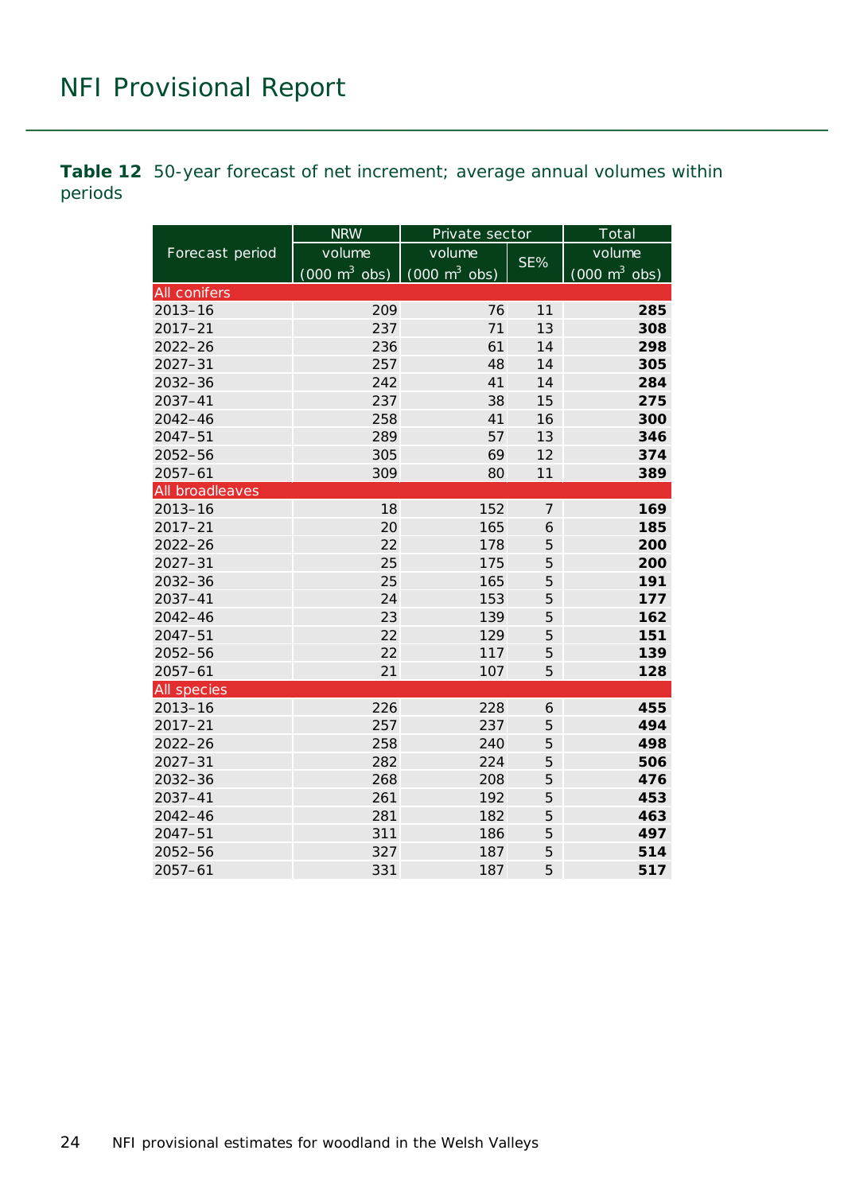**Table 12** 50-year forecast of net increment; average annual volumes within periods

| Forecast period | NRW | Private sector | | Total |
|---|---|---|---|---|
| | volume (000 $m^3$ obs) | volume (000 $m^3$ obs) | SE% | volume (000 $m^3$ obs) |
| **All conifers** | | | | |
| 2013–16 | 209 | 76 | 11 | **285** |
| 2017–21 | 237 | 71 | 13 | **308** |
| 2022–26 | 236 | 61 | 14 | **298** |
| 2027–31 | 257 | 48 | 14 | **305** |
| 2032–36 | 242 | 41 | 14 | **284** |
| 2037–41 | 237 | 38 | 15 | **275** |
| 2042–46 | 258 | 41 | 16 | **300** |
| 2047–51 | 289 | 57 | 13 | **346** |
| 2052–56 | 305 | 69 | 12 | **374** |
| 2057–61 | 309 | 80 | 11 | **389** |
| **All broadleaves** | | | | |
| 2013–16 | 18 | 152 | 7 | **169** |
| 2017–21 | 20 | 165 | 6 | **185** |
| 2022–26 | 22 | 178 | 5 | **200** |
| 2027–31 | 25 | 175 | 5 | **200** |
| 2032–36 | 25 | 165 | 5 | **191** |
| 2037–41 | 24 | 153 | 5 | **177** |
| 2042–46 | 23 | 139 | 5 | **162** |
| 2047–51 | 22 | 129 | 5 | **151** |
| 2052–56 | 22 | 117 | 5 | **139** |
| 2057–61 | 21 | 107 | 5 | **128** |
| **All species** | | | | |
| 2013–16 | 226 | 228 | 6 | **455** |
| 2017–21 | 257 | 237 | 5 | **494** |
| 2022–26 | 258 | 240 | 5 | **498** |
| 2027–31 | 282 | 224 | 5 | **506** |
| 2032–36 | 268 | 208 | 5 | **476** |
| 2037–41 | 261 | 192 | 5 | **453** |
| 2042–46 | 281 | 182 | 5 | **463** |
| 2047–51 | 311 | 186 | 5 | **497** |
| 2052–56 | 327 | 187 | 5 | **514** |
| 2057–61 | 331 | 187 | 5 | **517** |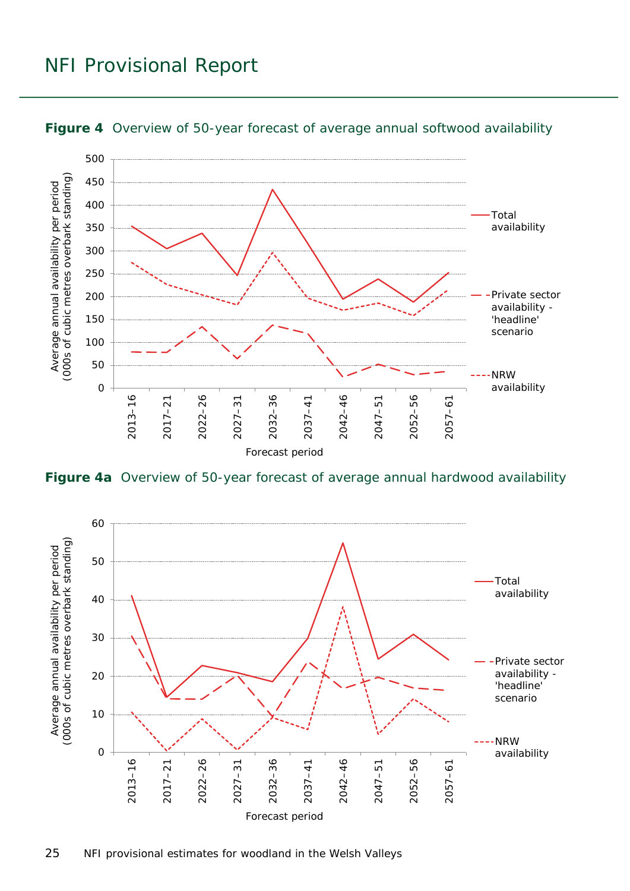**Figure 4** Overview of 50-year forecast of average annual softwood availability

**Figure 4a** Overview of 50-year forecast of average annual hardwood availability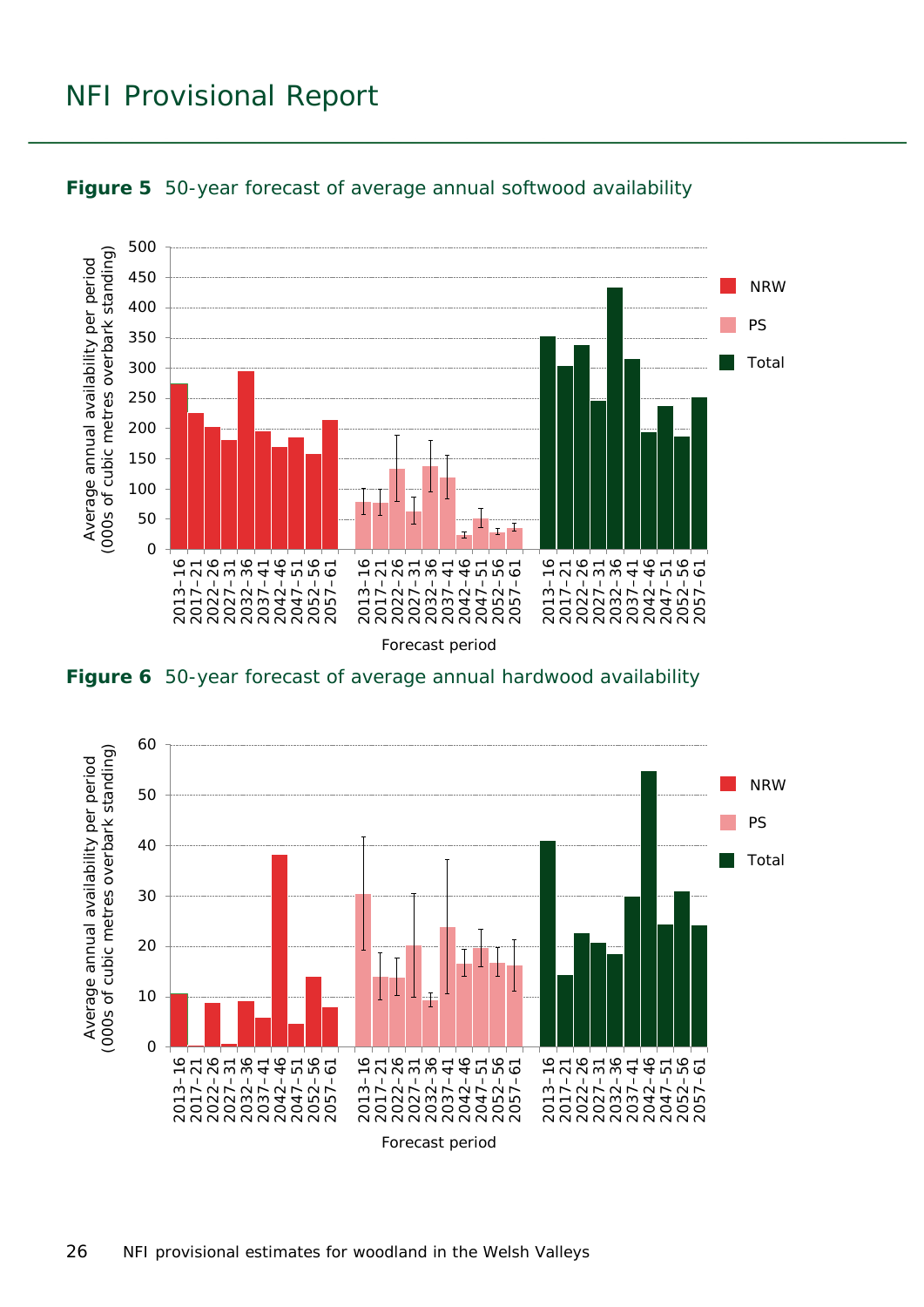**Figure 5** 50-year forecast of average annual softwood availability

**Figure 6** 50-year forecast of average annual hardwood availability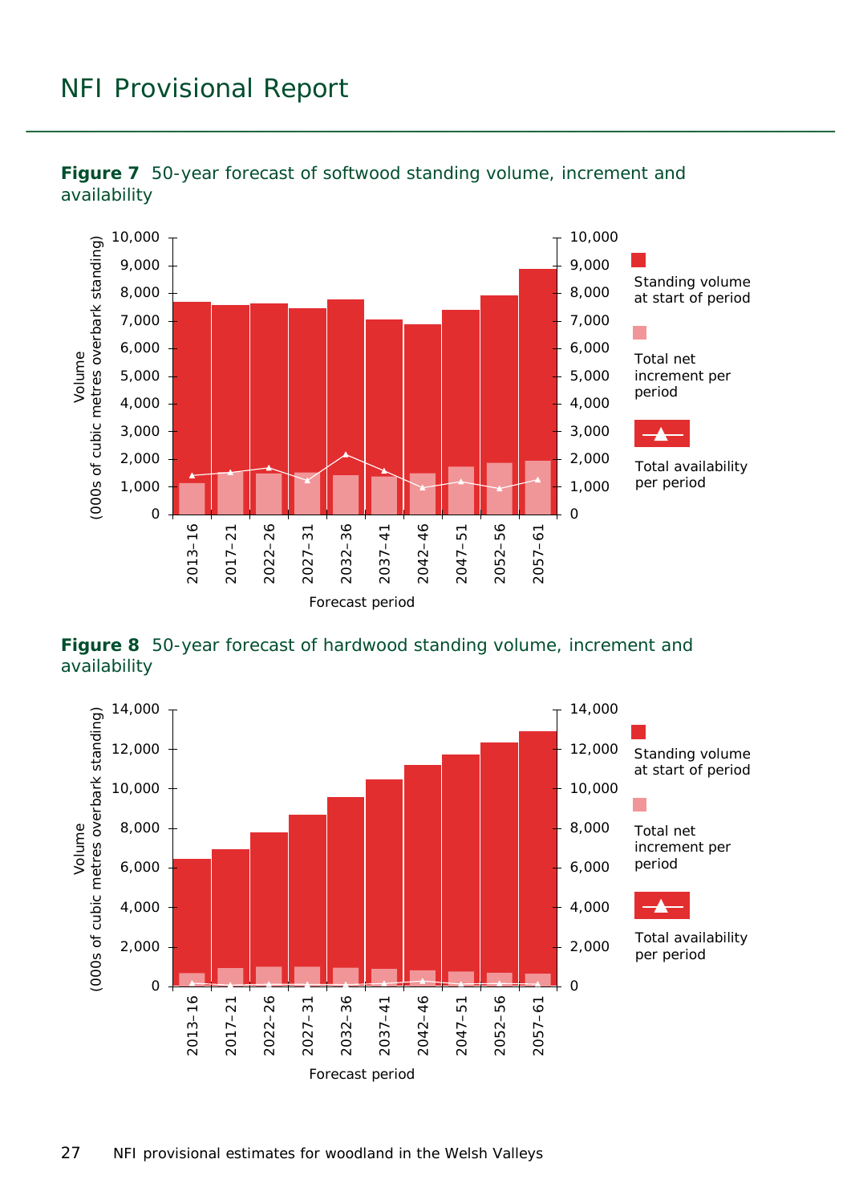**Figure 7** 50-year forecast of softwood standing volume, increment and availability

**Figure 8** 50-year forecast of hardwood standing volume, increment and availability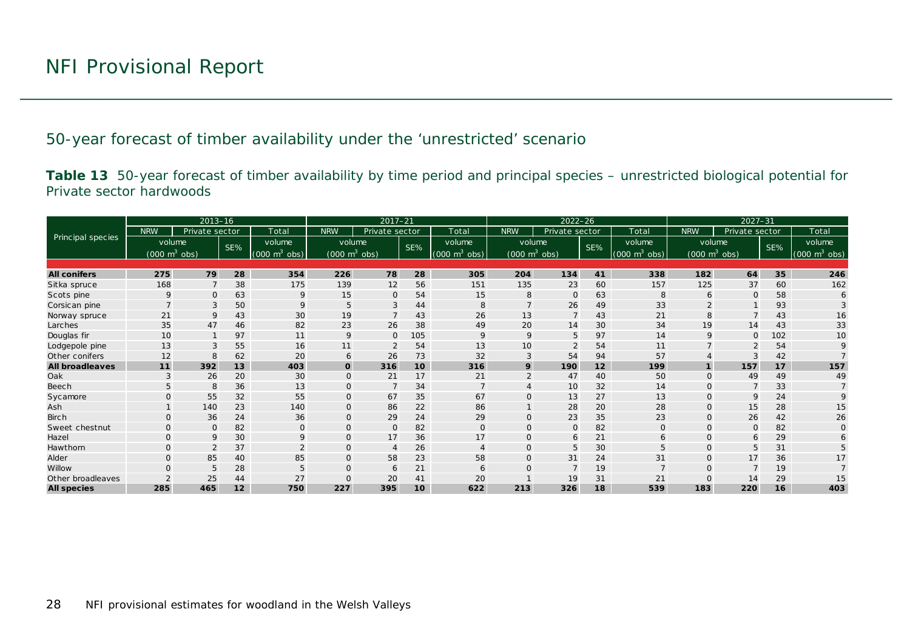## 50-year forecast of timber availability under the 'unrestricted' scenario

**Table 13** 50-year forecast of timber availability by time period and principal species – unrestricted biological potential for Private sector hardwoods

| Principal species | 2013–16 | | | | 2017–21 | | | | 2022–26 | | | | 2027–31 | | | |
|---|---|---|---|---|---|---|---|---|---|---|---|---|---|---|---|---|
| | NRW | Private sector | | Total | NRW | Private sector | | Total | NRW | Private sector | | Total | NRW | Private sector | | Total |
| | volume ($000\ m^3$ obs) | | SE% | volume ($000\ m^3$ obs) | volume ($000\ m^3$ obs) | | SE% | volume ($000\ m^3$ obs) | volume ($000\ m^3$ obs) | | SE% | volume ($000\ m^3$ obs) | volume ($000\ m^3$ obs) | | SE% | volume ($000\ m^3$ obs) |
| **All conifers** | **275** | **79** | **28** | **354** | **226** | **78** | **28** | **305** | **204** | **134** | **41** | **338** | **182** | **64** | **35** | **246** |
| Sitka spruce | 168 | 7 | 38 | 175 | 139 | 12 | 56 | 151 | 135 | 23 | 60 | 157 | 125 | 37 | 60 | 162 |
| Scots pine | 9 | 0 | 63 | 9 | 15 | 0 | 54 | 15 | 8 | 0 | 63 | 8 | 6 | 0 | 58 | 6 |
| Corsican pine | 7 | 3 | 50 | 9 | 5 | 3 | 44 | 8 | 7 | 26 | 49 | 33 | 2 | 1 | 93 | 3 |
| Norway spruce | 21 | 9 | 43 | 30 | 19 | 7 | 43 | 26 | 13 | 7 | 43 | 21 | 8 | 7 | 43 | 16 |
| Larches | 35 | 47 | 46 | 82 | 23 | 26 | 38 | 49 | 20 | 14 | 30 | 34 | 19 | 14 | 43 | 33 |
| Douglas fir | 10 | 1 | 97 | 11 | 9 | 0 | 105 | 9 | 9 | 5 | 97 | 14 | 9 | 0 | 102 | 10 |
| Lodgepole pine | 13 | 3 | 55 | 16 | 11 | 2 | 54 | 13 | 10 | 2 | 54 | 11 | 7 | 2 | 54 | 9 |
| Other conifers | 12 | 8 | 62 | 20 | 6 | 26 | 73 | 32 | 3 | 54 | 94 | 57 | 4 | 3 | 42 | 7 |
| **All broadleaves** | **11** | **392** | **13** | **403** | **0** | **316** | **10** | **316** | **9** | **190** | **12** | **199** | **1** | **157** | **17** | **157** |
| Oak | 3 | 26 | 20 | 30 | 0 | 21 | 17 | 21 | 2 | 47 | 40 | 50 | 0 | 49 | 49 | 49 |
| Beech | 5 | 8 | 36 | 13 | 0 | 7 | 34 | 7 | 4 | 10 | 32 | 14 | 0 | 7 | 33 | 7 |
| Sycamore | 0 | 55 | 32 | 55 | 0 | 67 | 35 | 67 | 0 | 13 | 27 | 13 | 0 | 9 | 24 | 9 |
| Ash | 1 | 140 | 23 | 140 | 0 | 86 | 22 | 86 | 1 | 28 | 20 | 28 | 0 | 15 | 28 | 15 |
| Birch | 0 | 36 | 24 | 36 | 0 | 29 | 24 | 29 | 0 | 23 | 35 | 23 | 0 | 26 | 42 | 26 |
| Sweet chestnut | 0 | 0 | 82 | 0 | 0 | 0 | 82 | 0 | 0 | 0 | 82 | 0 | 0 | 0 | 82 | 0 |
| Hazel | 0 | 9 | 30 | 9 | 0 | 17 | 36 | 17 | 0 | 6 | 21 | 6 | 0 | 6 | 29 | 6 |
| Hawthorn | 0 | 2 | 37 | 2 | 0 | 4 | 26 | 4 | 0 | 5 | 30 | 5 | 0 | 5 | 31 | 5 |
| Alder | 0 | 85 | 40 | 85 | 0 | 58 | 23 | 58 | 0 | 31 | 24 | 31 | 0 | 17 | 36 | 17 |
| Willow | 0 | 5 | 28 | 5 | 0 | 6 | 21 | 6 | 0 | 7 | 19 | 7 | 0 | 7 | 19 | 7 |
| Other broadleaves | 2 | 25 | 44 | 27 | 0 | 20 | 41 | 20 | 1 | 19 | 31 | 21 | 0 | 14 | 29 | 15 |
| **All species** | **285** | **465** | **12** | **750** | **227** | **395** | **10** | **622** | **213** | **326** | **18** | **539** | **183** | **220** | **16** | **403** |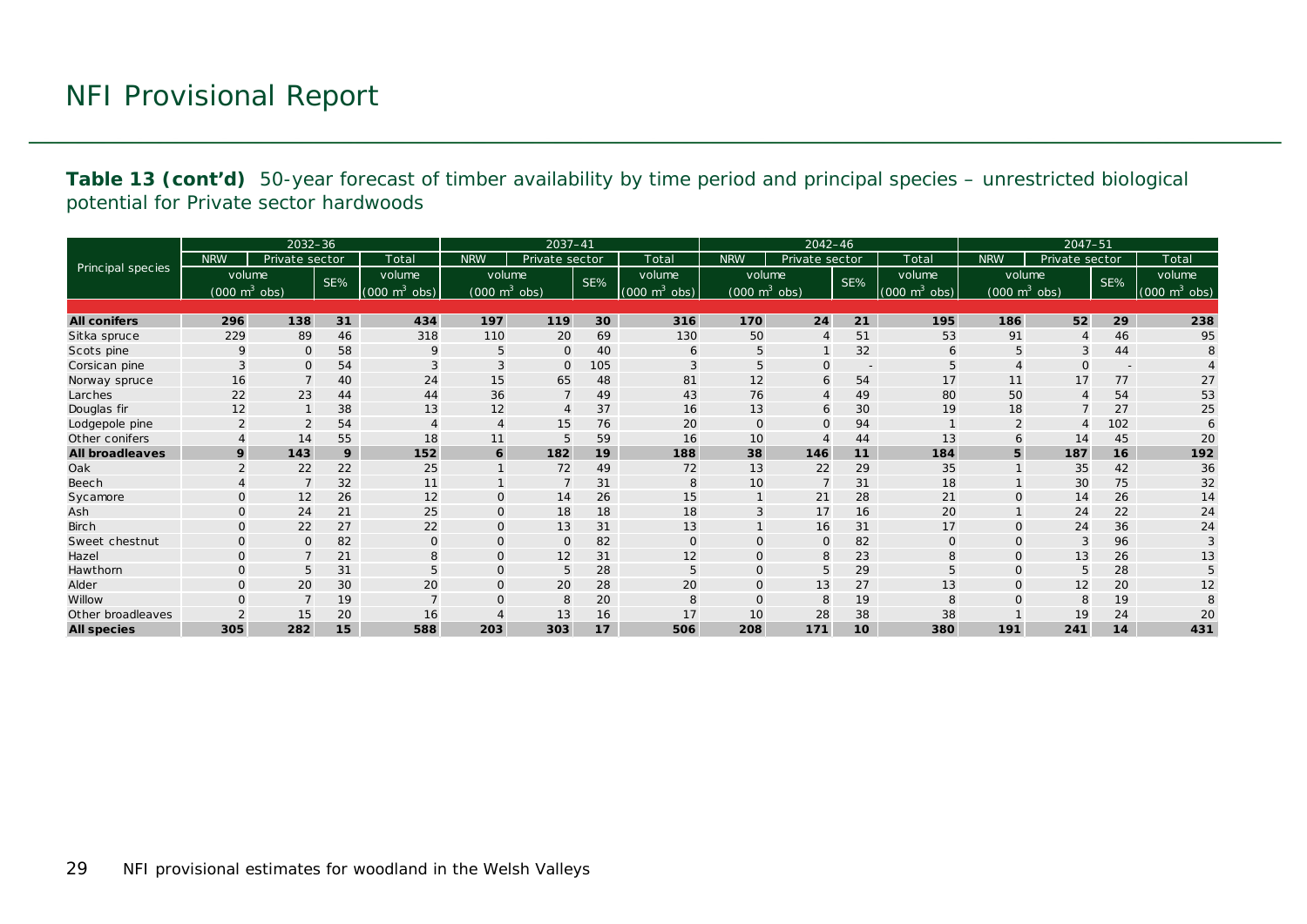**Table 13 (cont'd)** 50-year forecast of timber availability by time period and principal species – unrestricted biological potential for Private sector hardwoods

| Principal species | 2032–36 | | | | 2037–41 | | | | 2042–46 | | | | 2047–51 | | | |
|---|---|---|---|---|---|---|---|---|---|---|---|---|---|---|---|---|
| | NRW | Private sector | | Total | NRW | Private sector | | Total | NRW | Private sector | | Total | NRW | Private sector | | Total |
| | volume (000 $m^3$ obs) | | SE% | volume (000 $m^3$ obs) | volume (000 $m^3$ obs) | | SE% | volume (000 $m^3$ obs) | volume (000 $m^3$ obs) | | SE% | volume (000 $m^3$ obs) | volume (000 $m^3$ obs) | | SE% | volume (000 $m^3$ obs) |
| **All conifers** | **296** | **138** | **31** | **434** | **197** | **119** | **30** | **316** | **170** | **24** | **21** | **195** | **186** | **52** | **29** | **238** |
| Sitka spruce | 229 | 89 | 46 | 318 | 110 | 20 | 69 | 130 | 50 | 4 | 51 | 53 | 91 | 4 | 46 | 95 |
| Scots pine | 9 | 0 | 58 | 9 | 5 | 0 | 40 | 6 | 5 | 1 | 32 | 6 | 5 | 3 | 44 | 8 |
| Corsican pine | 3 | 0 | 54 | 3 | 3 | 0 | 105 | 3 | 5 | 0 | - | 5 | 4 | 0 | - | 4 |
| Norway spruce | 16 | 7 | 40 | 24 | 15 | 65 | 48 | 81 | 12 | 6 | 54 | 17 | 11 | 17 | 77 | 27 |
| Larches | 22 | 23 | 44 | 44 | 36 | 7 | 49 | 43 | 76 | 4 | 49 | 80 | 50 | 4 | 54 | 53 |
| Douglas fir | 12 | 1 | 38 | 13 | 12 | 4 | 37 | 16 | 13 | 6 | 30 | 19 | 18 | 7 | 27 | 25 |
| Lodgepole pine | 2 | 2 | 54 | 4 | 4 | 15 | 76 | 20 | 0 | 0 | 94 | 1 | 2 | 4 | 102 | 6 |
| Other conifers | 4 | 14 | 55 | 18 | 11 | 5 | 59 | 16 | 10 | 4 | 44 | 13 | 6 | 14 | 45 | 20 |
| **All broadleaves** | **9** | **143** | **9** | **152** | **6** | **182** | **19** | **188** | **38** | **146** | **11** | **184** | **5** | **187** | **16** | **192** |
| Oak | 2 | 22 | 22 | 25 | 1 | 72 | 49 | 72 | 13 | 22 | 29 | 35 | 1 | 35 | 42 | 36 |
| Beech | 4 | 7 | 32 | 11 | 1 | 7 | 31 | 8 | 10 | 7 | 31 | 18 | 1 | 30 | 75 | 32 |
| Sycamore | 0 | 12 | 26 | 12 | 0 | 14 | 26 | 15 | 1 | 21 | 28 | 21 | 0 | 14 | 26 | 14 |
| Ash | 0 | 24 | 21 | 25 | 0 | 18 | 18 | 18 | 3 | 17 | 16 | 20 | 1 | 24 | 22 | 24 |
| Birch | 0 | 22 | 27 | 22 | 0 | 13 | 31 | 13 | 1 | 16 | 31 | 17 | 0 | 24 | 36 | 24 |
| Sweet chestnut | 0 | 0 | 82 | 0 | 0 | 0 | 82 | 0 | 0 | 0 | 82 | 0 | 0 | 3 | 96 | 3 |
| Hazel | 0 | 7 | 21 | 8 | 0 | 12 | 31 | 12 | 0 | 8 | 23 | 8 | 0 | 13 | 26 | 13 |
| Hawthorn | 0 | 5 | 31 | 5 | 0 | 5 | 28 | 5 | 0 | 5 | 29 | 5 | 0 | 5 | 28 | 5 |
| Alder | 0 | 20 | 30 | 20 | 0 | 20 | 28 | 20 | 0 | 13 | 27 | 13 | 0 | 12 | 20 | 12 |
| Willow | 0 | 7 | 19 | 7 | 0 | 8 | 20 | 8 | 0 | 8 | 19 | 8 | 0 | 8 | 19 | 8 |
| Other broadleaves | 2 | 15 | 20 | 16 | 4 | 13 | 16 | 17 | 10 | 28 | 38 | 38 | 1 | 19 | 24 | 20 |
| **All species** | **305** | **282** | **15** | **588** | **203** | **303** | **17** | **506** | **208** | **171** | **10** | **380** | **191** | **241** | **14** | **431** |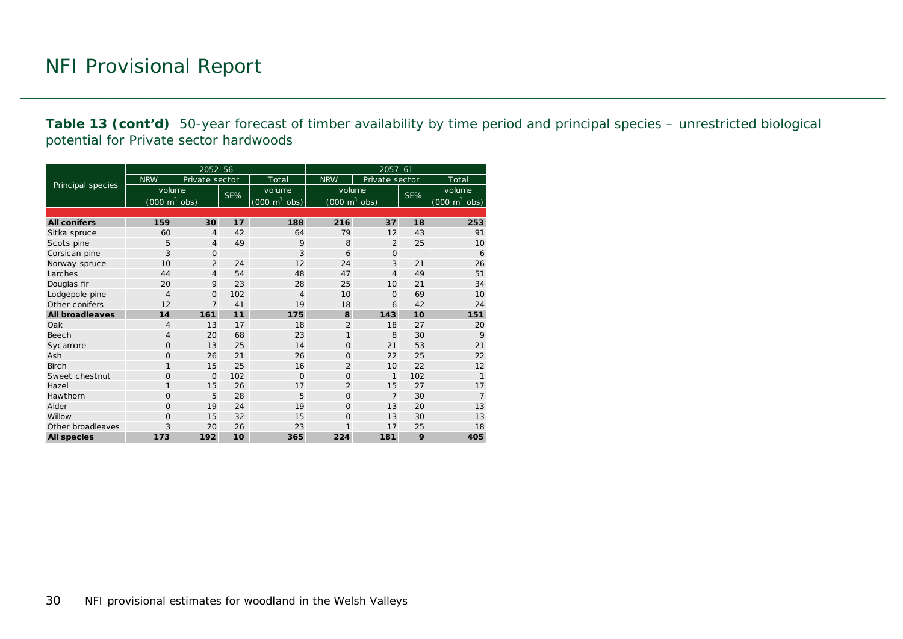# NFI Provisional Report

**Table 13 (cont'd)** 50-year forecast of timber availability by time period and principal species – unrestricted biological potential for Private sector hardwoods

| Principal species | 2052–56 | | | | 2057–61 | | | |
|---|---|---|---|---|---|---|---|---|
| | NRW | Private sector | | Total | NRW | Private sector | | Total |
| | volume ($000\ m^3$ obs) | | SE% | volume ($000\ m^3$ obs) | volume ($000\ m^3$ obs) | | SE% | volume ($000\ m^3$ obs) |
| **All conifers** | **159** | **30** | **17** | **188** | **216** | **37** | **18** | **253** |
| Sitka spruce | 60 | 4 | 42 | 64 | 79 | 12 | 43 | 91 |
| Scots pine | 5 | 4 | 49 | 9 | 8 | 2 | 25 | 10 |
| Corsican pine | 3 | 0 | - | 3 | 6 | 0 | - | 6 |
| Norway spruce | 10 | 2 | 24 | 12 | 24 | 3 | 21 | 26 |
| Larches | 44 | 4 | 54 | 48 | 47 | 4 | 49 | 51 |
| Douglas fir | 20 | 9 | 23 | 28 | 25 | 10 | 21 | 34 |
| Lodgepole pine | 4 | 0 | 102 | 4 | 10 | 0 | 69 | 10 |
| Other conifers | 12 | 7 | 41 | 19 | 18 | 6 | 42 | 24 |
| **All broadleaves** | **14** | **161** | **11** | **175** | **8** | **143** | **10** | **151** |
| Oak | 4 | 13 | 17 | 18 | 2 | 18 | 27 | 20 |
| Beech | 4 | 20 | 68 | 23 | 1 | 8 | 30 | 9 |
| Sycamore | 0 | 13 | 25 | 14 | 0 | 21 | 53 | 21 |
| Ash | 0 | 26 | 21 | 26 | 0 | 22 | 25 | 22 |
| Birch | 1 | 15 | 25 | 16 | 2 | 10 | 22 | 12 |
| Sweet chestnut | 0 | 0 | 102 | 0 | 0 | 1 | 102 | 1 |
| Hazel | 1 | 15 | 26 | 17 | 2 | 15 | 27 | 17 |
| Hawthorn | 0 | 5 | 28 | 5 | 0 | 7 | 30 | 7 |
| Alder | 0 | 19 | 24 | 19 | 0 | 13 | 20 | 13 |
| Willow | 0 | 15 | 32 | 15 | 0 | 13 | 30 | 13 |
| Other broadleaves | 3 | 20 | 26 | 23 | 1 | 17 | 25 | 18 |
| **All species** | **173** | **192** | **10** | **365** | **224** | **181** | **9** | **405** |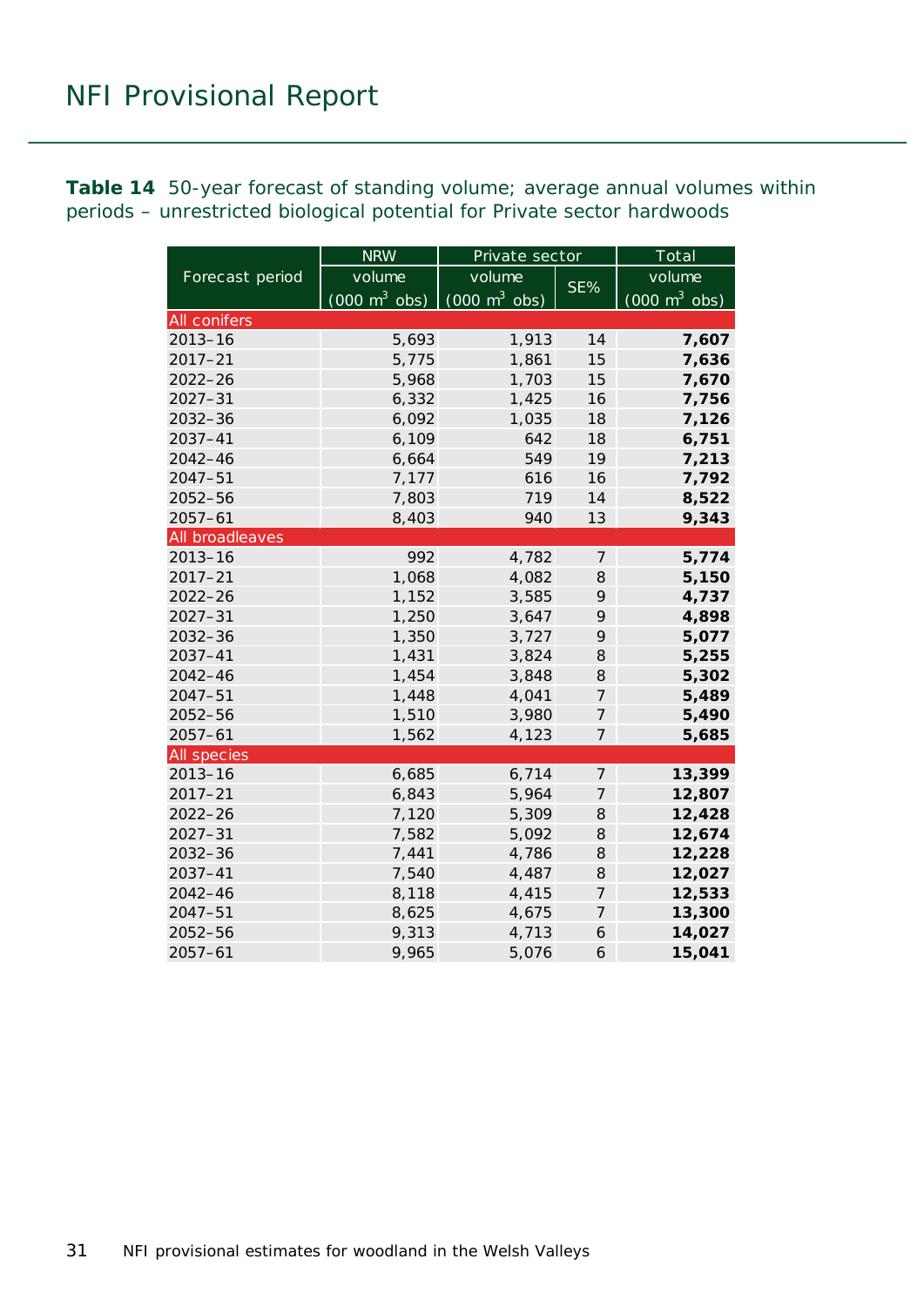**Table 14** 50-year forecast of standing volume; average annual volumes within periods – unrestricted biological potential for Private sector hardwoods

| Forecast period | NRW | Private sector | | Total |
|---|---|---|---|---|
| | volume (000 $m^3$ obs) | volume (000 $m^3$ obs) | SE% | volume (000 $m^3$ obs) |
| **All conifers** | | | | |
| 2013–16 | 5,693 | 1,913 | 14 | **7,607** |
| 2017–21 | 5,775 | 1,861 | 15 | **7,636** |
| 2022–26 | 5,968 | 1,703 | 15 | **7,670** |
| 2027–31 | 6,332 | 1,425 | 16 | **7,756** |
| 2032–36 | 6,092 | 1,035 | 18 | **7,126** |
| 2037–41 | 6,109 | 642 | 18 | **6,751** |
| 2042–46 | 6,664 | 549 | 19 | **7,213** |
| 2047–51 | 7,177 | 616 | 16 | **7,792** |
| 2052–56 | 7,803 | 719 | 14 | **8,522** |
| 2057–61 | 8,403 | 940 | 13 | **9,343** |
| **All broadleaves** | | | | |
| 2013–16 | 992 | 4,782 | 7 | **5,774** |
| 2017–21 | 1,068 | 4,082 | 8 | **5,150** |
| 2022–26 | 1,152 | 3,585 | 9 | **4,737** |
| 2027–31 | 1,250 | 3,647 | 9 | **4,898** |
| 2032–36 | 1,350 | 3,727 | 9 | **5,077** |
| 2037–41 | 1,431 | 3,824 | 8 | **5,255** |
| 2042–46 | 1,454 | 3,848 | 8 | **5,302** |
| 2047–51 | 1,448 | 4,041 | 7 | **5,489** |
| 2052–56 | 1,510 | 3,980 | 7 | **5,490** |
| 2057–61 | 1,562 | 4,123 | 7 | **5,685** |
| **All species** | | | | |
| 2013–16 | 6,685 | 6,714 | 7 | **13,399** |
| 2017–21 | 6,843 | 5,964 | 7 | **12,807** |
| 2022–26 | 7,120 | 5,309 | 8 | **12,428** |
| 2027–31 | 7,582 | 5,092 | 8 | **12,674** |
| 2032–36 | 7,441 | 4,786 | 8 | **12,228** |
| 2037–41 | 7,540 | 4,487 | 8 | **12,027** |
| 2042–46 | 8,118 | 4,415 | 7 | **12,533** |
| 2047–51 | 8,625 | 4,675 | 7 | **13,300** |
| 2052–56 | 9,313 | 4,713 | 6 | **14,027** |
| 2057–61 | 9,965 | 5,076 | 6 | **15,041** |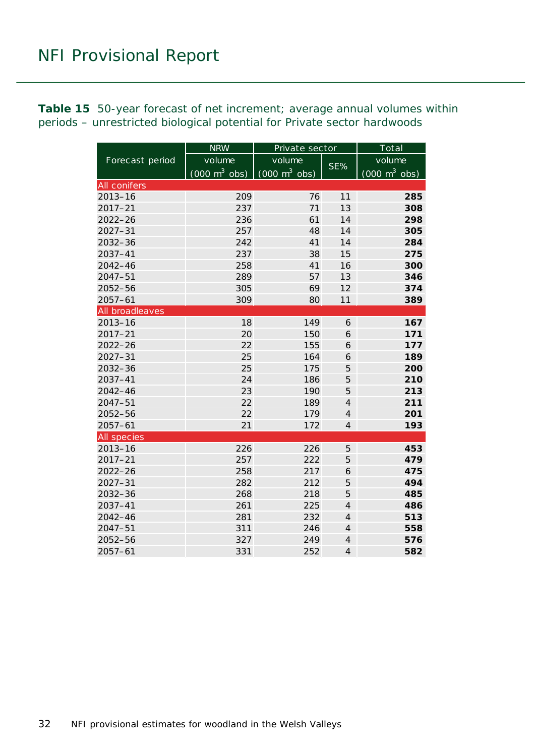**Table 15** 50-year forecast of net increment; average annual volumes within periods – unrestricted biological potential for Private sector hardwoods

| Forecast period | NRW | Private sector | | Total |
|---|---|---|---|---|
| | volume (000 $m^3$ obs) | volume (000 $m^3$ obs) | SE% | volume (000 $m^3$ obs) |
| **All conifers** | | | | |
| 2013–16 | 209 | 76 | 11 | **285** |
| 2017–21 | 237 | 71 | 13 | **308** |
| 2022–26 | 236 | 61 | 14 | **298** |
| 2027–31 | 257 | 48 | 14 | **305** |
| 2032–36 | 242 | 41 | 14 | **284** |
| 2037–41 | 237 | 38 | 15 | **275** |
| 2042–46 | 258 | 41 | 16 | **300** |
| 2047–51 | 289 | 57 | 13 | **346** |
| 2052–56 | 305 | 69 | 12 | **374** |
| 2057–61 | 309 | 80 | 11 | **389** |
| **All broadleaves** | | | | |
| 2013–16 | 18 | 149 | 6 | **167** |
| 2017–21 | 20 | 150 | 6 | **171** |
| 2022–26 | 22 | 155 | 6 | **177** |
| 2027–31 | 25 | 164 | 6 | **189** |
| 2032–36 | 25 | 175 | 5 | **200** |
| 2037–41 | 24 | 186 | 5 | **210** |
| 2042–46 | 23 | 190 | 5 | **213** |
| 2047–51 | 22 | 189 | 4 | **211** |
| 2052–56 | 22 | 179 | 4 | **201** |
| 2057–61 | 21 | 172 | 4 | **193** |
| **All species** | | | | |
| 2013–16 | 226 | 226 | 5 | **453** |
| 2017–21 | 257 | 222 | 5 | **479** |
| 2022–26 | 258 | 217 | 6 | **475** |
| 2027–31 | 282 | 212 | 5 | **494** |
| 2032–36 | 268 | 218 | 5 | **485** |
| 2037–41 | 261 | 225 | 4 | **486** |
| 2042–46 | 281 | 232 | 4 | **513** |
| 2047–51 | 311 | 246 | 4 | **558** |
| 2052–56 | 327 | 249 | 4 | **576** |
| 2057–61 | 331 | 252 | 4 | **582** |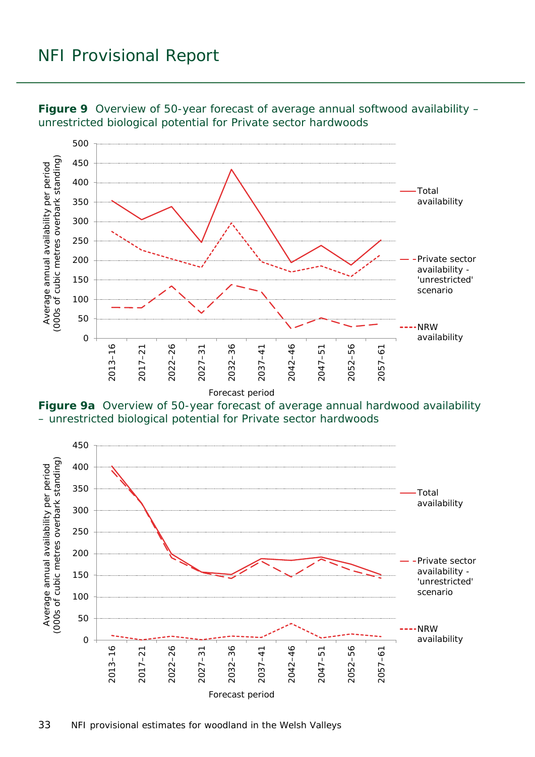**Figure 9** Overview of 50-year forecast of average annual softwood availability – unrestricted biological potential for Private sector hardwoods

**Figure 9a** Overview of 50-year forecast of average annual hardwood availability – unrestricted biological potential for Private sector hardwoods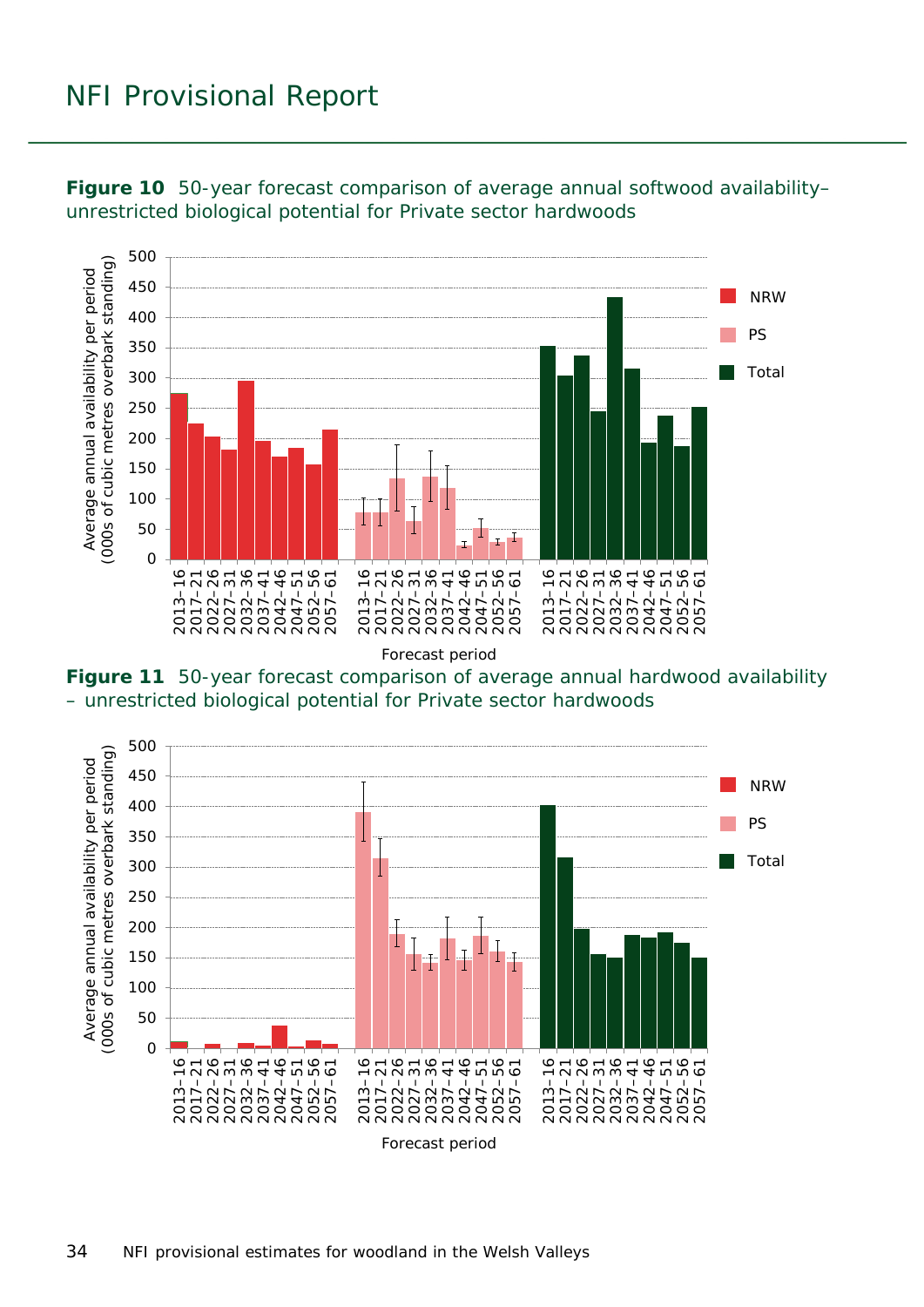**Figure 10** 50-year forecast comparison of average annual softwood availability– unrestricted biological potential for Private sector hardwoods

**Figure 11** 50-year forecast comparison of average annual hardwood availability – unrestricted biological potential for Private sector hardwoods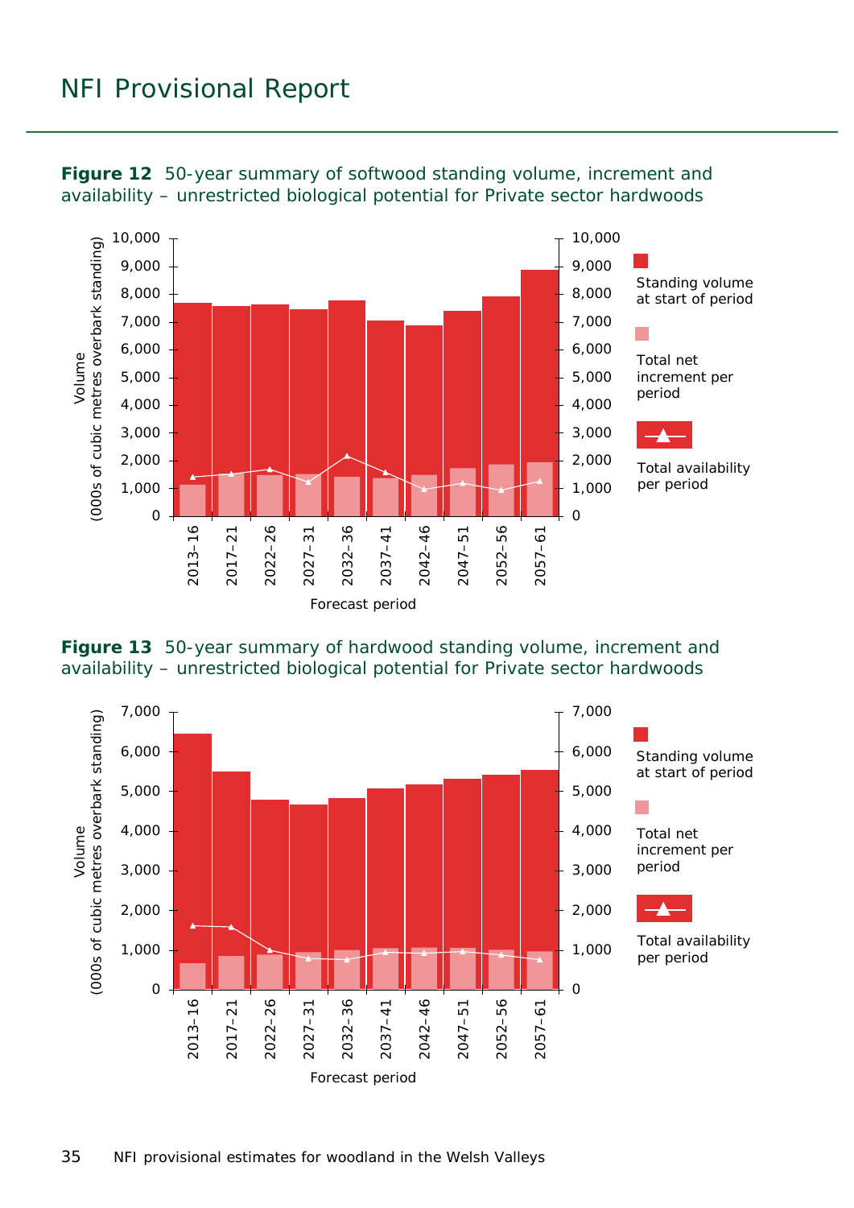**Figure 12** 50-year summary of softwood standing volume, increment and availability – unrestricted biological potential for Private sector hardwoods

**Figure 13** 50-year summary of hardwood standing volume, increment and availability – unrestricted biological potential for Private sector hardwoods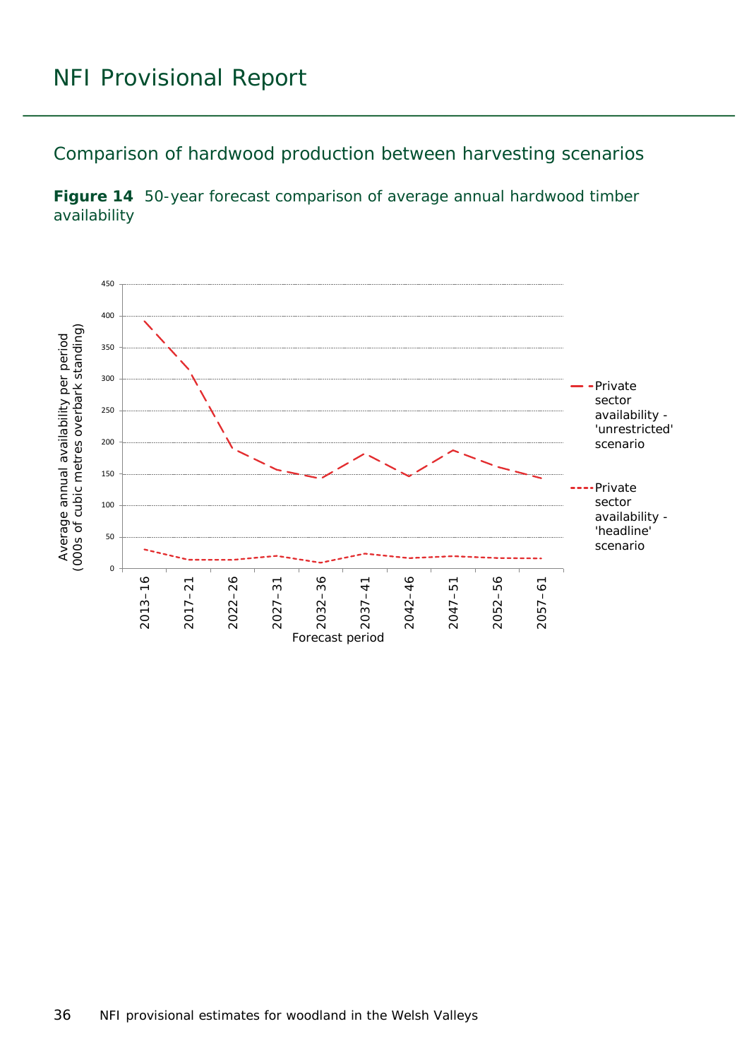## Comparison of hardwood production between harvesting scenarios

**Figure 14** 50-year forecast comparison of average annual hardwood timber availability

Average annual availability per period (000s of cubic metres overbark standing)

450
400
350
300
250
200
150
100
50
0

2013–16
2017–21
2022–26
2027–31
2032–36
2037–41
2042–46
2047–51
2052–56
2057–61

Forecast period

Private sector availability - 'unrestricted' scenario

Private sector availability - 'headline' scenario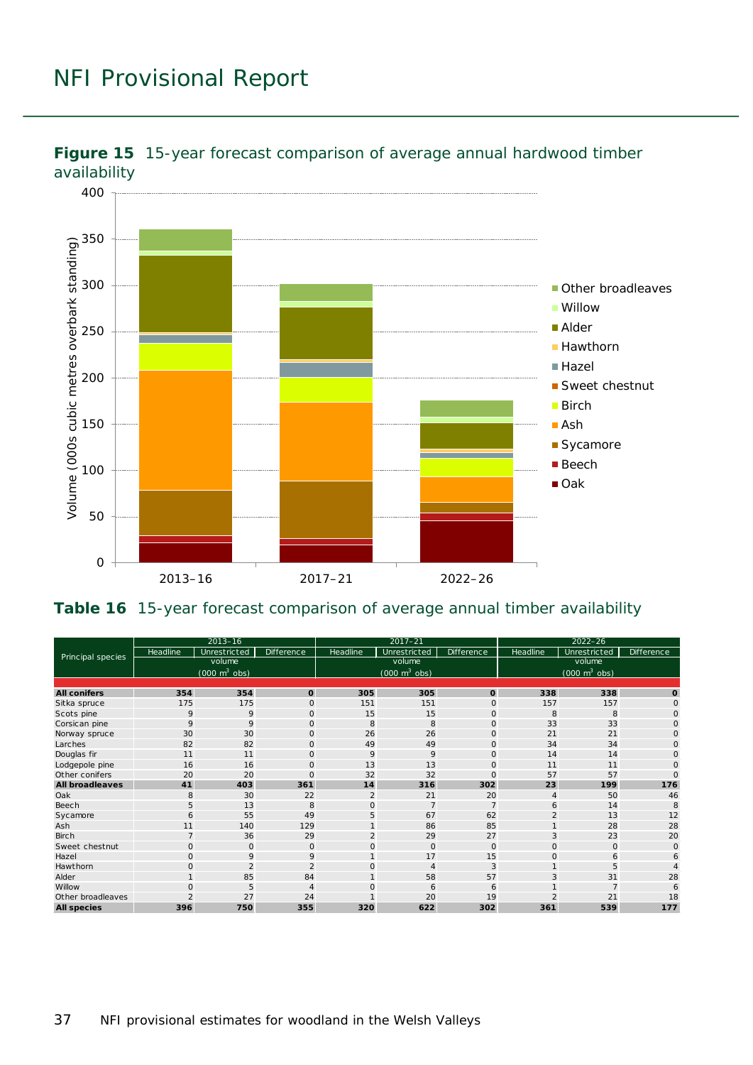**Figure 15** 15-year forecast comparison of average annual hardwood timber availability

**Table 16** 15-year forecast comparison of average annual timber availability

| Principal species | 2013–16 | | | 2017–21 | | | 2022–26 | | |
|---|---|---|---|---|---|---|---|---|---|
| | Headline | Unrestricted | Difference | Headline | Unrestricted | Difference | Headline | Unrestricted | Difference |
| | volume (000 m³ obs) | | | volume (000 m³ obs) | | | volume (000 m³ obs) | | |
| **All conifers** | **354** | **354** | **0** | **305** | **305** | **0** | **338** | **338** | **0** |
| Sitka spruce | 175 | 175 | 0 | 151 | 151 | 0 | 157 | 157 | 0 |
| Scots pine | 9 | 9 | 0 | 15 | 15 | 0 | 8 | 8 | 0 |
| Corsican pine | 9 | 9 | 0 | 8 | 8 | 0 | 33 | 33 | 0 |
| Norway spruce | 30 | 30 | 0 | 26 | 26 | 0 | 21 | 21 | 0 |
| Larches | 82 | 82 | 0 | 49 | 49 | 0 | 34 | 34 | 0 |
| Douglas fir | 11 | 11 | 0 | 9 | 9 | 0 | 14 | 14 | 0 |
| Lodgepole pine | 16 | 16 | 0 | 13 | 13 | 0 | 11 | 11 | 0 |
| Other conifers | 20 | 20 | 0 | 32 | 32 | 0 | 57 | 57 | 0 |
| **All broadleaves** | **41** | **403** | **361** | **14** | **316** | **302** | **23** | **199** | **176** |
| Oak | 8 | 30 | 22 | 2 | 21 | 20 | 4 | 50 | 46 |
| Beech | 5 | 13 | 8 | 0 | 7 | 7 | 6 | 14 | 8 |
| Sycamore | 6 | 55 | 49 | 5 | 67 | 62 | 2 | 13 | 12 |
| Ash | 11 | 140 | 129 | 1 | 86 | 85 | 1 | 28 | 28 |
| Birch | 7 | 36 | 29 | 2 | 29 | 27 | 3 | 23 | 20 |
| Sweet chestnut | 0 | 0 | 0 | 0 | 0 | 0 | 0 | 0 | 0 |
| Hazel | 0 | 9 | 9 | 1 | 17 | 15 | 0 | 6 | 6 |
| Hawthorn | 0 | 2 | 2 | 0 | 4 | 3 | 1 | 5 | 4 |
| Alder | 1 | 85 | 84 | 1 | 58 | 57 | 3 | 31 | 28 |
| Willow | 0 | 5 | 4 | 0 | 6 | 6 | 1 | 7 | 6 |
| Other broadleaves | 2 | 27 | 24 | 1 | 20 | 19 | 2 | 21 | 18 |
| **All species** | **396** | **750** | **355** | **320** | **622** | **302** | **361** | **539** | **177** |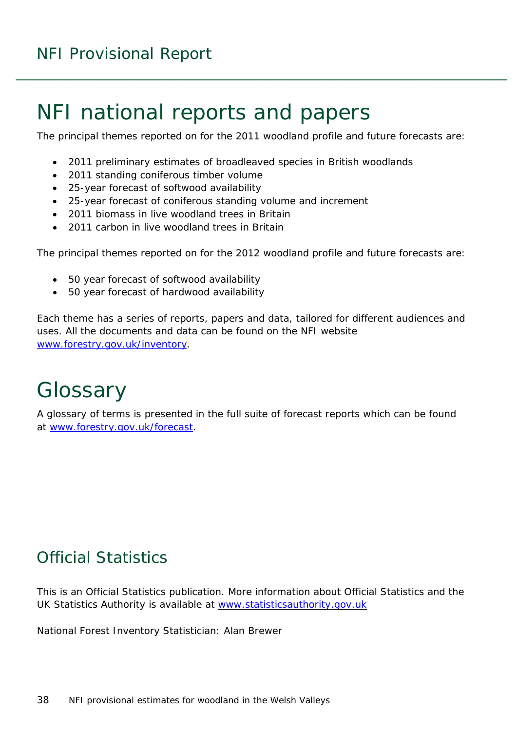# NFI national reports and papers

The principal themes reported on for the 2011 woodland profile and future forecasts are:

- 2011 preliminary estimates of broadleaved species in British woodlands
- 2011 standing coniferous timber volume
- 25-year forecast of softwood availability
- 25-year forecast of coniferous standing volume and increment
- 2011 biomass in live woodland trees in Britain
- 2011 carbon in live woodland trees in Britain

The principal themes reported on for the 2012 woodland profile and future forecasts are:

- 50 year forecast of softwood availability
- 50 year forecast of hardwood availability

Each theme has a series of reports, papers and data, tailored for different audiences and uses. All the documents and data can be found on the NFI website www.forestry.gov.uk/inventory.

# Glossary

A glossary of terms is presented in the full suite of forecast reports which can be found at www.forestry.gov.uk/forecast.

## Official Statistics

This is an Official Statistics publication. More information about Official Statistics and the UK Statistics Authority is available at www.statisticsauthority.gov.uk

National Forest Inventory Statistician: Alan Brewer